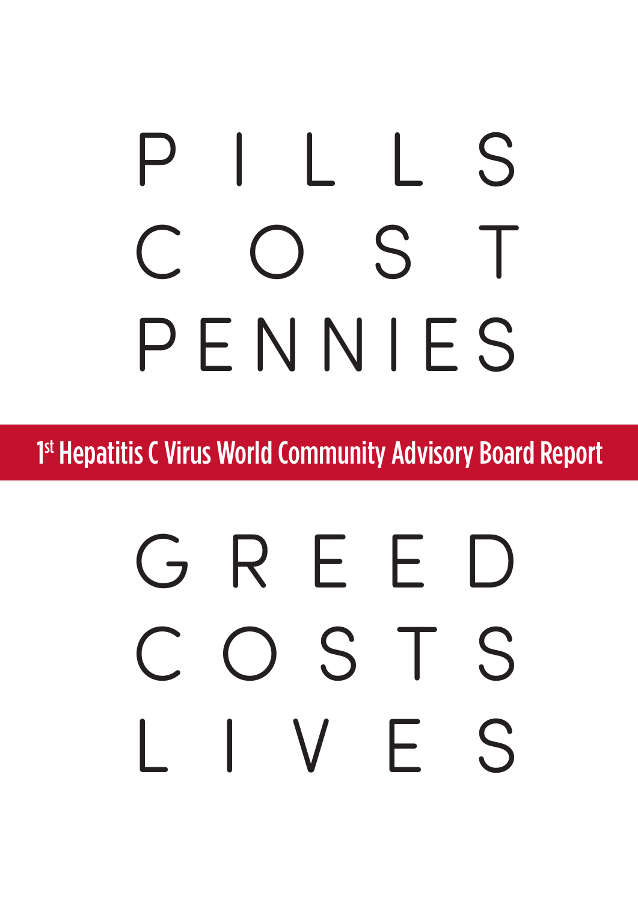# PILLS COST PENNIES

## 1st Hepatitis C Virus World Community Advisory Board Report

# GREED COSTS LIVES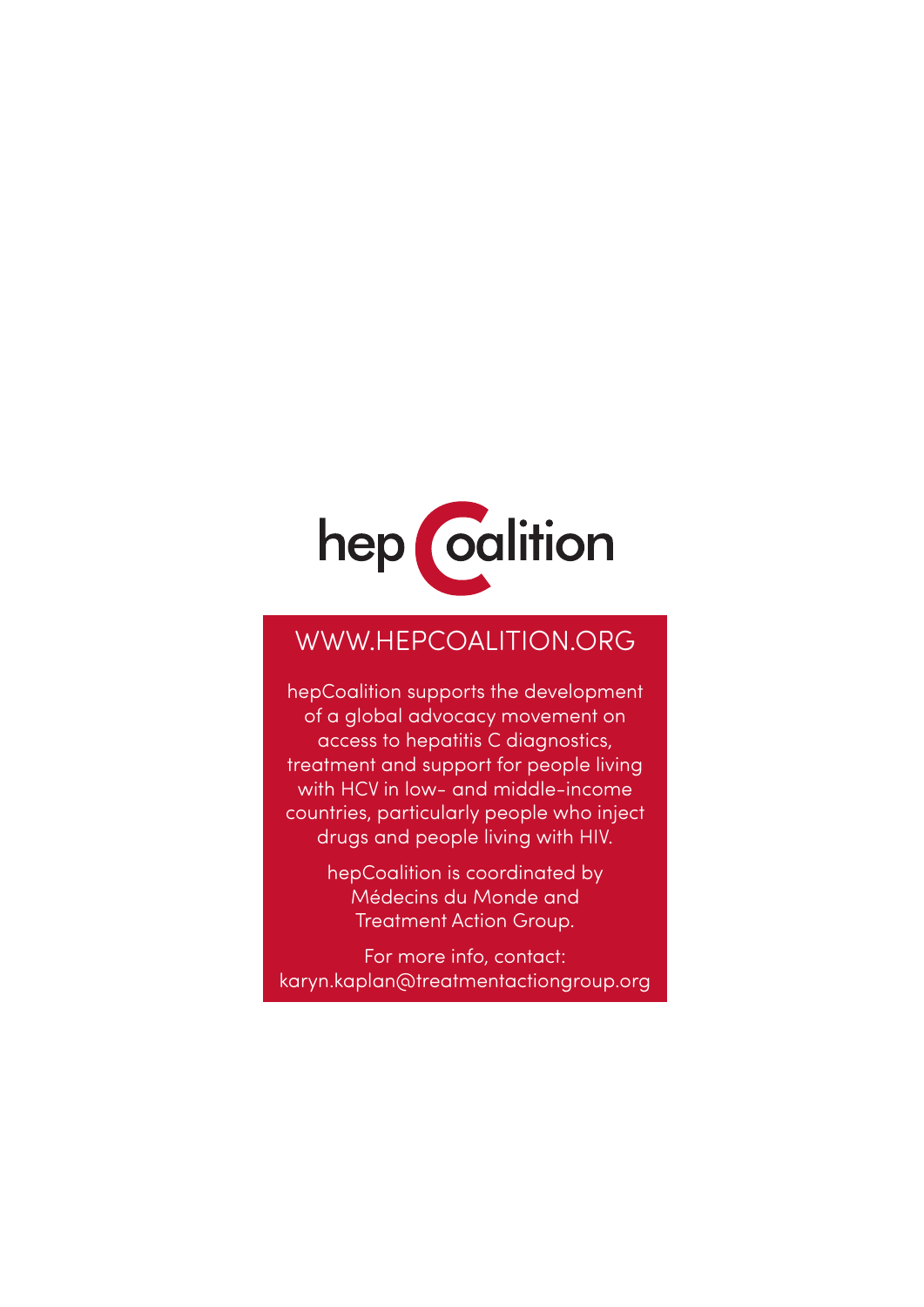hepCoalition

WWW.HEPCOALITION.ORG

hepCoalition supports the development of a global advocacy movement on access to hepatitis C diagnostics, treatment and support for people living with HCV in low- and middle-income countries, particularly people who inject drugs and people living with HIV.

hepCoalition is coordinated by Médecins du Monde and Treatment Action Group.

For more info, contact:
karyn.kaplan@treatmentactiongroup.org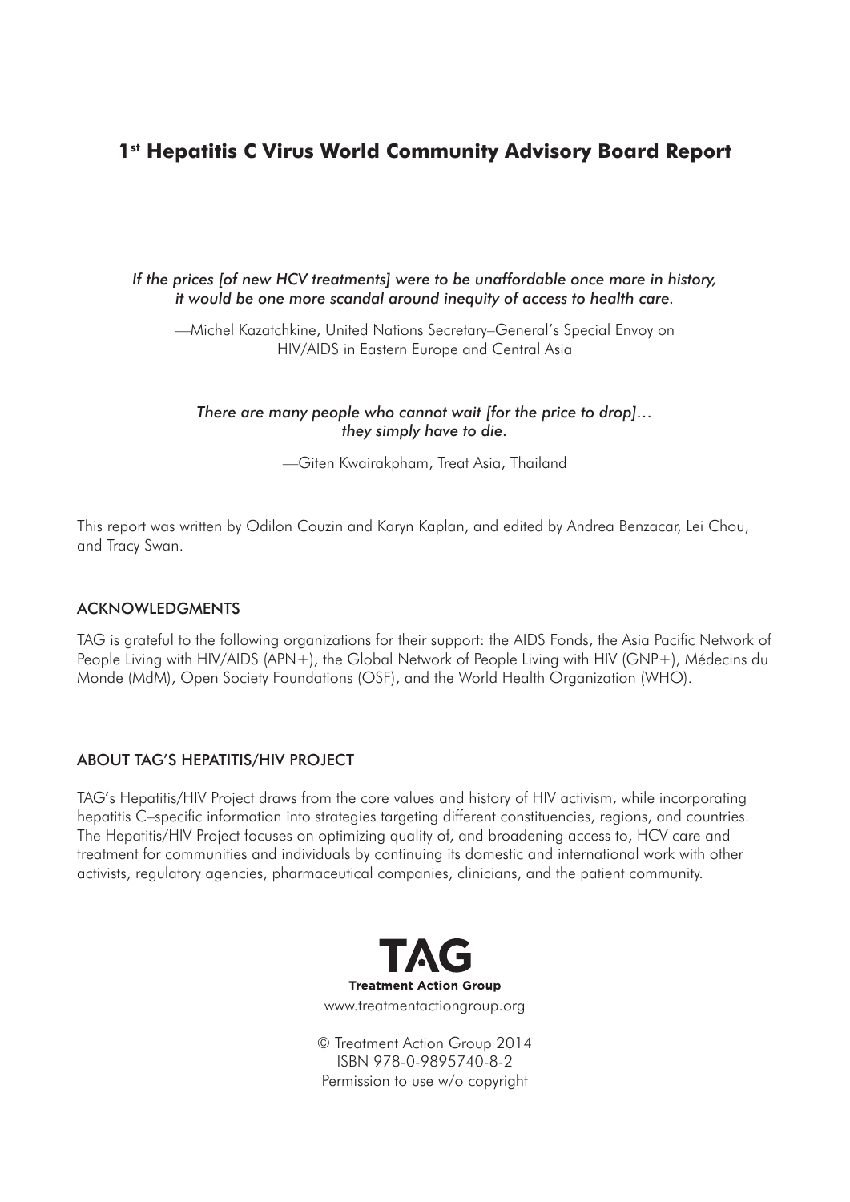# 1st Hepatitis C Virus World Community Advisory Board Report

*If the prices [of new HCV treatments] were to be unaffordable once more in history, it would be one more scandal around inequity of access to health care.*

—Michel Kazatchkine, United Nations Secretary–General's Special Envoy on HIV/AIDS in Eastern Europe and Central Asia

*There are many people who cannot wait [for the price to drop]… they simply have to die.*

—Giten Kwairakpham, Treat Asia, Thailand

This report was written by Odilon Couzin and Karyn Kaplan, and edited by Andrea Benzacar, Lei Chou, and Tracy Swan.

## ACKNOWLEDGMENTS

TAG is grateful to the following organizations for their support: the AIDS Fonds, the Asia Pacific Network of People Living with HIV/AIDS (APN+), the Global Network of People Living with HIV (GNP+), Médecins du Monde (MdM), Open Society Foundations (OSF), and the World Health Organization (WHO).

## ABOUT TAG'S HEPATITIS/HIV PROJECT

TAG's Hepatitis/HIV Project draws from the core values and history of HIV activism, while incorporating hepatitis C–specific information into strategies targeting different constituencies, regions, and countries. The Hepatitis/HIV Project focuses on optimizing quality of, and broadening access to, HCV care and treatment for communities and individuals by continuing its domestic and international work with other activists, regulatory agencies, pharmaceutical companies, clinicians, and the patient community.

**TAG**
**Treatment Action Group**
www.treatmentactiongroup.org

© Treatment Action Group 2014
ISBN 978-0-9895740-8-2
Permission to use w/o copyright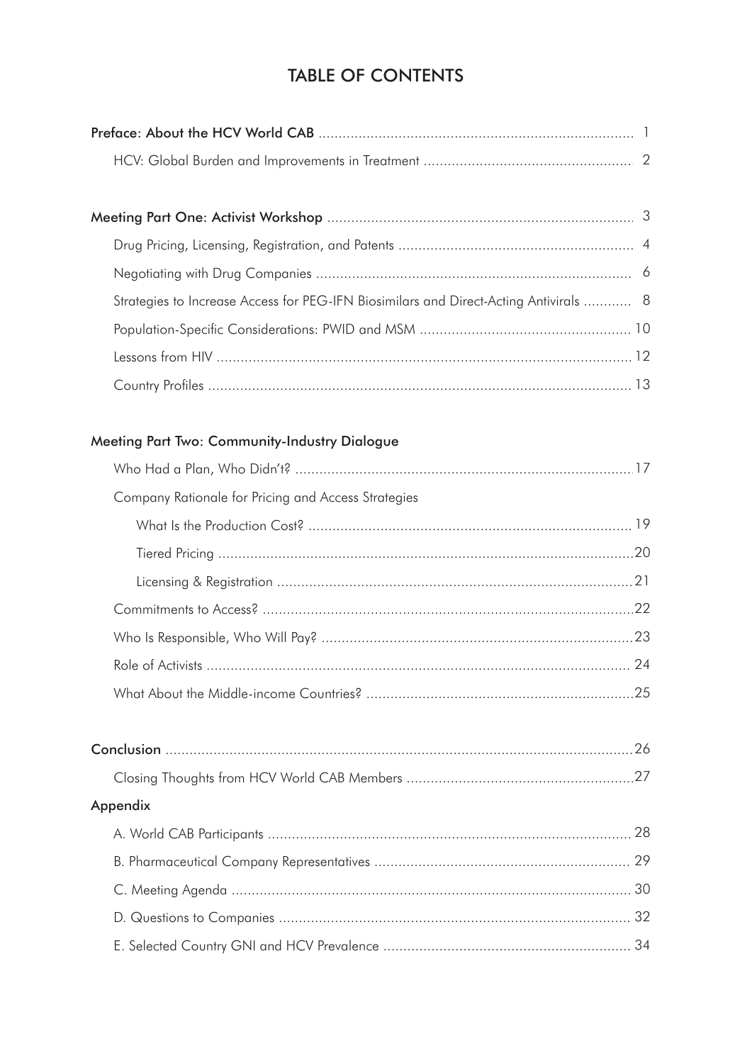# TABLE OF CONTENTS

**Preface: About the HCV World CAB** .............................................. 1

- HCV: Global Burden and Improvements in Treatment .............................................. 2

**Meeting Part One: Activist Workshop** .............................................. 3

- Drug Pricing, Licensing, Registration, and Patents .............................................. 4
- Negotiating with Drug Companies .............................................. 6
- Strategies to Increase Access for PEG-IFN Biosimilars and Direct-Acting Antivirals .............................................. 8
- Population-Specific Considerations: PWID and MSM .............................................. 10
- Lessons from HIV .............................................. 12
- Country Profiles .............................................. 13

**Meeting Part Two: Community-Industry Dialogue**

- Who Had a Plan, Who Didn't? .............................................. 17
- Company Rationale for Pricing and Access Strategies
  - What Is the Production Cost? .............................................. 19
  - Tiered Pricing .............................................. 20
  - Licensing & Registration .............................................. 21
- Commitments to Access? .............................................. 22
- Who Is Responsible, Who Will Pay? .............................................. 23
- Role of Activists .............................................. 24
- What About the Middle-income Countries? .............................................. 25

**Conclusion** .............................................. 26

- Closing Thoughts from HCV World CAB Members .............................................. 27

**Appendix**

- A. World CAB Participants .............................................. 28
- B. Pharmaceutical Company Representatives .............................................. 29
- C. Meeting Agenda .............................................. 30
- D. Questions to Companies .............................................. 32
- E. Selected Country GNI and HCV Prevalence .............................................. 34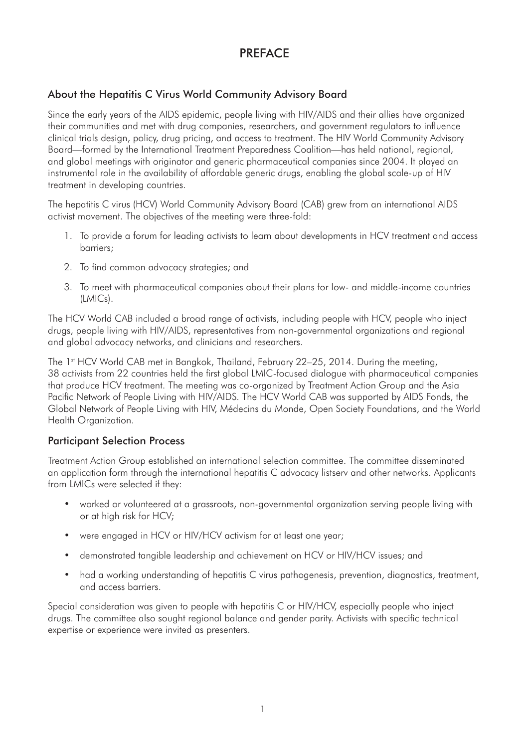# PREFACE

## About the Hepatitis C Virus World Community Advisory Board

Since the early years of the AIDS epidemic, people living with HIV/AIDS and their allies have organized their communities and met with drug companies, researchers, and government regulators to influence clinical trials design, policy, drug pricing, and access to treatment. The HIV World Community Advisory Board—formed by the International Treatment Preparedness Coalition—has held national, regional, and global meetings with originator and generic pharmaceutical companies since 2004. It played an instrumental role in the availability of affordable generic drugs, enabling the global scale-up of HIV treatment in developing countries.

The hepatitis C virus (HCV) World Community Advisory Board (CAB) grew from an international AIDS activist movement. The objectives of the meeting were three-fold:

1. To provide a forum for leading activists to learn about developments in HCV treatment and access barriers;
2. To find common advocacy strategies; and
3. To meet with pharmaceutical companies about their plans for low- and middle-income countries (LMICs).

The HCV World CAB included a broad range of activists, including people with HCV, people who inject drugs, people living with HIV/AIDS, representatives from non-governmental organizations and regional and global advocacy networks, and clinicians and researchers.

The 1st HCV World CAB met in Bangkok, Thailand, February 22–25, 2014. During the meeting, 38 activists from 22 countries held the first global LMIC-focused dialogue with pharmaceutical companies that produce HCV treatment. The meeting was co-organized by Treatment Action Group and the Asia Pacific Network of People Living with HIV/AIDS. The HCV World CAB was supported by AIDS Fonds, the Global Network of People Living with HIV, Médecins du Monde, Open Society Foundations, and the World Health Organization.

## Participant Selection Process

Treatment Action Group established an international selection committee. The committee disseminated an application form through the international hepatitis C advocacy listserv and other networks. Applicants from LMICs were selected if they:

- worked or volunteered at a grassroots, non-governmental organization serving people living with or at high risk for HCV;
- were engaged in HCV or HIV/HCV activism for at least one year;
- demonstrated tangible leadership and achievement on HCV or HIV/HCV issues; and
- had a working understanding of hepatitis C virus pathogenesis, prevention, diagnostics, treatment, and access barriers.

Special consideration was given to people with hepatitis C or HIV/HCV, especially people who inject drugs. The committee also sought regional balance and gender parity. Activists with specific technical expertise or experience were invited as presenters.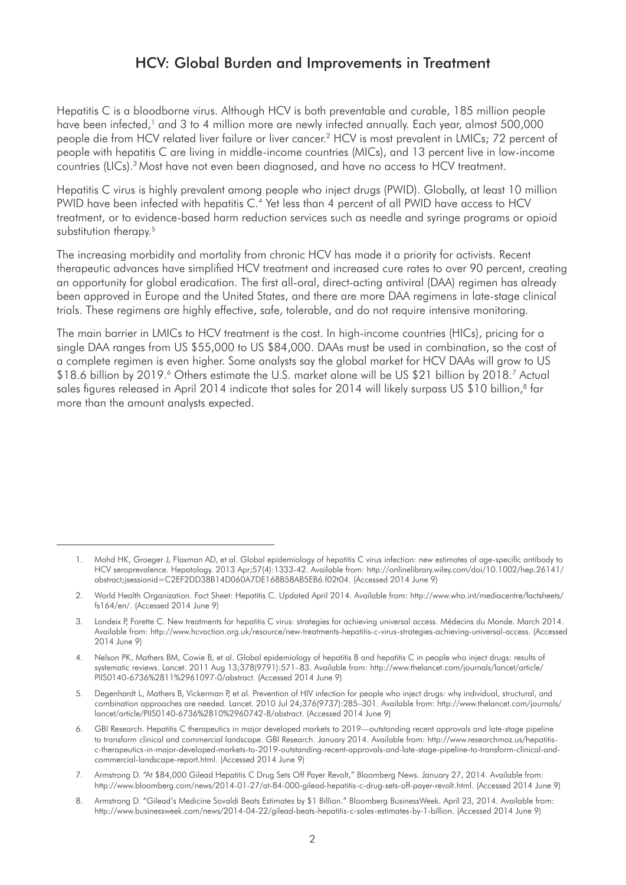## HCV: Global Burden and Improvements in Treatment

Hepatitis C is a bloodborne virus. Although HCV is both preventable and curable, 185 million people have been infected,[1] and 3 to 4 million more are newly infected annually. Each year, almost 500,000 people die from HCV related liver failure or liver cancer.[2] HCV is most prevalent in LMICs; 72 percent of people with hepatitis C are living in middle-income countries (MICs), and 13 percent live in low-income countries (LICs).[3] Most have not even been diagnosed, and have no access to HCV treatment.

Hepatitis C virus is highly prevalent among people who inject drugs (PWID). Globally, at least 10 million PWID have been infected with hepatitis C.[4] Yet less than 4 percent of all PWID have access to HCV treatment, or to evidence-based harm reduction services such as needle and syringe programs or opioid substitution therapy.[5]

The increasing morbidity and mortality from chronic HCV has made it a priority for activists. Recent therapeutic advances have simplified HCV treatment and increased cure rates to over 90 percent, creating an opportunity for global eradication. The first all-oral, direct-acting antiviral (DAA) regimen has already been approved in Europe and the United States, and there are more DAA regimens in late-stage clinical trials. These regimens are highly effective, safe, tolerable, and do not require intensive monitoring.

The main barrier in LMICs to HCV treatment is the cost. In high-income countries (HICs), pricing for a single DAA ranges from US $55,000 to US $84,000. DAAs must be used in combination, so the cost of a complete regimen is even higher. Some analysts say the global market for HCV DAAs will grow to US $18.6 billion by 2019.[6] Others estimate the U.S. market alone will be US $21 billion by 2018.[7] Actual sales figures released in April 2014 indicate that sales for 2014 will likely surpass US $10 billion,[8] far more than the amount analysts expected.

---

1. Mohd HK, Groeger J, Flaxman AD, et al. Global epidemiology of hepatitis C virus infection: new estimates of age-specific antibody to HCV seroprevalence. Hepatology. 2013 Apr;57(4):1333-42. Available from: http://onlinelibrary.wiley.com/doi/10.1002/hep.26141/abstract;jsessionid=C2EF2DD38B14D060A7DE168B58AB5EB6.f02t04. (Accessed 2014 June 9)
2. World Health Organization. Fact Sheet: Hepatitis C. Updated April 2014. Available from: http://www.who.int/mediacentre/factsheets/fs164/en/. (Accessed 2014 June 9)
3. Londeix P, Forette C. New treatments for hepatitis C virus: strategies for achieving universal access. Médecins du Monde. March 2014. Available from: http://www.hcvaction.org.uk/resource/new-treatments-hepatitis-c-virus-strategies-achieving-universal-access. (Accessed 2014 June 9)
4. Nelson PK, Mathers BM, Cowie B, et al. Global epidemiology of hepatitis B and hepatitis C in people who inject drugs: results of systematic reviews. Lancet. 2011 Aug 13;378(9791):571–83. Available from: http://www.thelancet.com/journals/lancet/article/PIIS0140-6736%2811%2961097-0/abstract. (Accessed 2014 June 9)
5. Degenhardt L, Mathers B, Vickerman P, et al. Prevention of HIV infection for people who inject drugs: why individual, structural, and combination approaches are needed. Lancet. 2010 Jul 24;376(9737):285–301. Available from: http://www.thelancet.com/journals/lancet/article/PIIS0140-6736%2810%2960742-8/abstract. (Accessed 2014 June 9)
6. GBI Research. Hepatitis C therapeutics in major developed markets to 2019—outstanding recent approvals and late-stage pipeline to transform clinical and commercial landscape. GBI Research. January 2014. Available from: http://www.researchmoz.us/hepatitis-c-therapeutics-in-major-developed-markets-to-2019-outstanding-recent-approvals-and-late-stage-pipeline-to-transform-clinical-and-commercial-landscape-report.html. (Accessed 2014 June 9)
7. Armstrong D. "At $84,000 Gilead Hepatitis C Drug Sets Off Payer Revolt," Bloomberg News. January 27, 2014. Available from: http://www.bloomberg.com/news/2014-01-27/at-84-000-gilead-hepatitis-c-drug-sets-off-payer-revolt.html. (Accessed 2014 June 9)
8. Armstrong D. "Gilead's Medicine Sovaldi Beats Estimates by $1 Billion." Bloomberg BusinessWeek. April 23, 2014. Available from: http://www.businessweek.com/news/2014-04-22/gilead-beats-hepatitis-c-sales-estimates-by-1-billion. (Accessed 2014 June 9)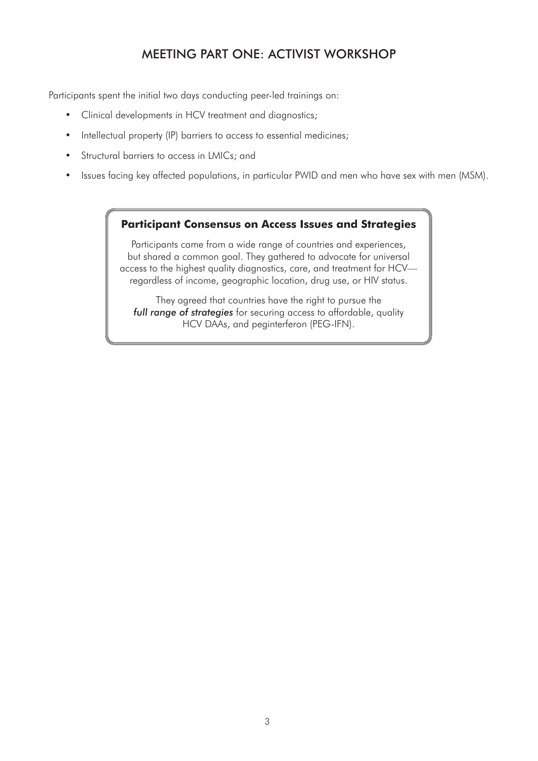# MEETING PART ONE: ACTIVIST WORKSHOP

Participants spent the initial two days conducting peer-led trainings on:

- Clinical developments in HCV treatment and diagnostics;
- Intellectual property (IP) barriers to access to essential medicines;
- Structural barriers to access in LMICs; and
- Issues facing key affected populations, in particular PWID and men who have sex with men (MSM).

### Participant Consensus on Access Issues and Strategies

Participants came from a wide range of countries and experiences, but shared a common goal. They gathered to advocate for universal access to the highest quality diagnostics, care, and treatment for HCV—regardless of income, geographic location, drug use, or HIV status.

They agreed that countries have the right to pursue the *full range of strategies* for securing access to affordable, quality HCV DAAs, and peginterferon (PEG-IFN).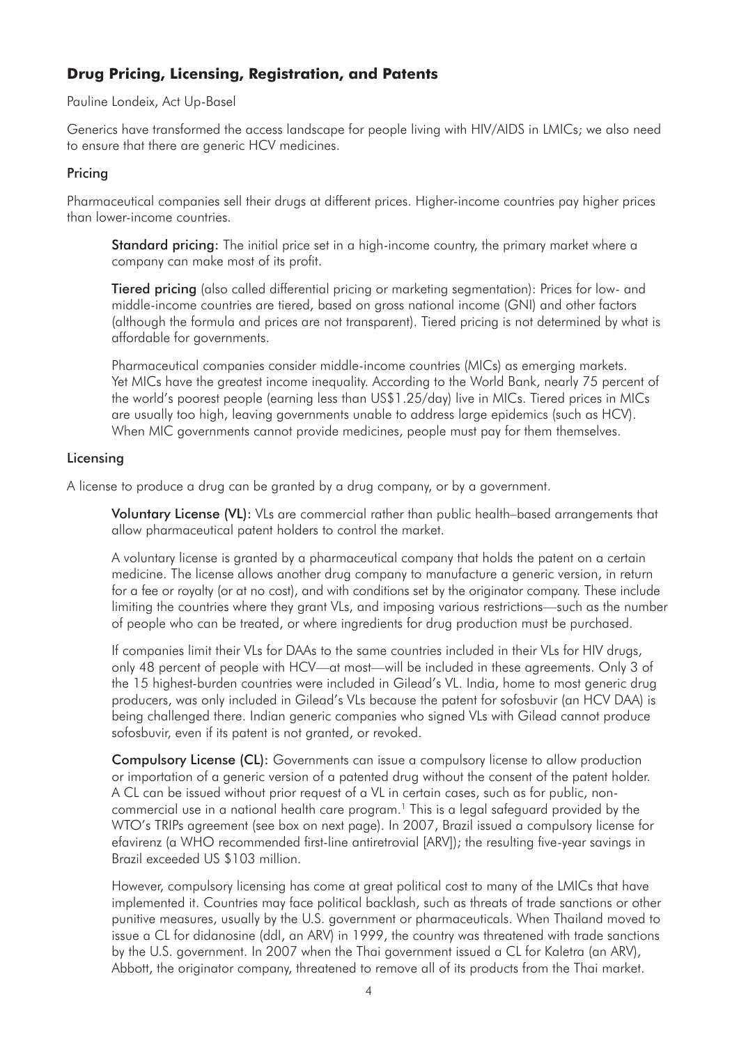## Drug Pricing, Licensing, Registration, and Patents

Pauline Londeix, Act Up-Basel

Generics have transformed the access landscape for people living with HIV/AIDS in LMICs; we also need to ensure that there are generic HCV medicines.

### Pricing

Pharmaceutical companies sell their drugs at different prices. Higher-income countries pay higher prices than lower-income countries.

**Standard pricing:** The initial price set in a high-income country, the primary market where a company can make most of its profit.

**Tiered pricing** (also called differential pricing or marketing segmentation): Prices for low- and middle-income countries are tiered, based on gross national income (GNI) and other factors (although the formula and prices are not transparent). Tiered pricing is not determined by what is affordable for governments.

Pharmaceutical companies consider middle-income countries (MICs) as emerging markets. Yet MICs have the greatest income inequality. According to the World Bank, nearly 75 percent of the world's poorest people (earning less than US$1.25/day) live in MICs. Tiered prices in MICs are usually too high, leaving governments unable to address large epidemics (such as HCV). When MIC governments cannot provide medicines, people must pay for them themselves.

### Licensing

A license to produce a drug can be granted by a drug company, or by a government.

**Voluntary License (VL):** VLs are commercial rather than public health–based arrangements that allow pharmaceutical patent holders to control the market.

A voluntary license is granted by a pharmaceutical company that holds the patent on a certain medicine. The license allows another drug company to manufacture a generic version, in return for a fee or royalty (or at no cost), and with conditions set by the originator company. These include limiting the countries where they grant VLs, and imposing various restrictions—such as the number of people who can be treated, or where ingredients for drug production must be purchased.

If companies limit their VLs for DAAs to the same countries included in their VLs for HIV drugs, only 48 percent of people with HCV—at most—will be included in these agreements. Only 3 of the 15 highest-burden countries were included in Gilead's VL. India, home to most generic drug producers, was only included in Gilead's VLs because the patent for sofosbuvir (an HCV DAA) is being challenged there. Indian generic companies who signed VLs with Gilead cannot produce sofosbuvir, even if its patent is not granted, or revoked.

**Compulsory License (CL):** Governments can issue a compulsory license to allow production or importation of a generic version of a patented drug without the consent of the patent holder. A CL can be issued without prior request of a VL in certain cases, such as for public, non-commercial use in a national health care program.[1] This is a legal safeguard provided by the WTO's TRIPs agreement (see box on next page). In 2007, Brazil issued a compulsory license for efavirenz (a WHO recommended first-line antiretrovial [ARV]); the resulting five-year savings in Brazil exceeded US $103 million.

However, compulsory licensing has come at great political cost to many of the LMICs that have implemented it. Countries may face political backlash, such as threats of trade sanctions or other punitive measures, usually by the U.S. government or pharmaceuticals. When Thailand moved to issue a CL for didanosine (ddI, an ARV) in 1999, the country was threatened with trade sanctions by the U.S. government. In 2007 when the Thai government issued a CL for Kaletra (an ARV), Abbott, the originator company, threatened to remove all of its products from the Thai market.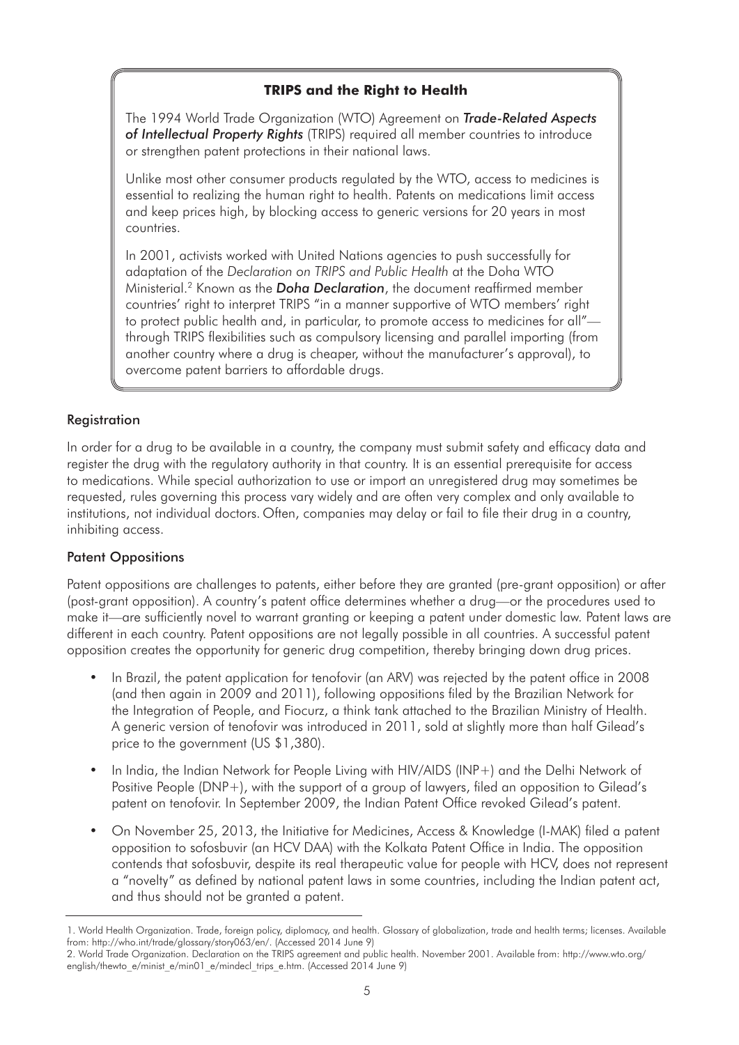### TRIPS and the Right to Health

The 1994 World Trade Organization (WTO) Agreement on ***Trade-Related Aspects of Intellectual Property Rights*** (TRIPS) required all member countries to introduce or strengthen patent protections in their national laws.

Unlike most other consumer products regulated by the WTO, access to medicines is essential to realizing the human right to health. Patents on medications limit access and keep prices high, by blocking access to generic versions for 20 years in most countries.

In 2001, activists worked with United Nations agencies to push successfully for adaptation of the *Declaration on TRIPS and Public Health* at the Doha WTO Ministerial.[2] Known as the ***Doha Declaration***, the document reaffirmed member countries' right to interpret TRIPS "in a manner supportive of WTO members' right to protect public health and, in particular, to promote access to medicines for all"—through TRIPS flexibilities such as compulsory licensing and parallel importing (from another country where a drug is cheaper, without the manufacturer's approval), to overcome patent barriers to affordable drugs.

### Registration

In order for a drug to be available in a country, the company must submit safety and efficacy data and register the drug with the regulatory authority in that country. It is an essential prerequisite for access to medications. While special authorization to use or import an unregistered drug may sometimes be requested, rules governing this process vary widely and are often very complex and only available to institutions, not individual doctors. Often, companies may delay or fail to file their drug in a country, inhibiting access.

### Patent Oppositions

Patent oppositions are challenges to patents, either before they are granted (pre-grant opposition) or after (post-grant opposition). A country's patent office determines whether a drug—or the procedures used to make it—are sufficiently novel to warrant granting or keeping a patent under domestic law. Patent laws are different in each country. Patent oppositions are not legally possible in all countries. A successful patent opposition creates the opportunity for generic drug competition, thereby bringing down drug prices.

- In Brazil, the patent application for tenofovir (an ARV) was rejected by the patent office in 2008 (and then again in 2009 and 2011), following oppositions filed by the Brazilian Network for the Integration of People, and Fiocurz, a think tank attached to the Brazilian Ministry of Health. A generic version of tenofovir was introduced in 2011, sold at slightly more than half Gilead's price to the government (US $1,380).
- In India, the Indian Network for People Living with HIV/AIDS (INP+) and the Delhi Network of Positive People (DNP+), with the support of a group of lawyers, filed an opposition to Gilead's patent on tenofovir. In September 2009, the Indian Patent Office revoked Gilead's patent.
- On November 25, 2013, the Initiative for Medicines, Access & Knowledge (I-MAK) filed a patent opposition to sofosbuvir (an HCV DAA) with the Kolkata Patent Office in India. The opposition contends that sofosbuvir, despite its real therapeutic value for people with HCV, does not represent a "novelty" as defined by national patent laws in some countries, including the Indian patent act, and thus should not be granted a patent.

---

1. World Health Organization. Trade, foreign policy, diplomacy, and health. Glossary of globalization, trade and health terms; licenses. Available from: http://who.int/trade/glossary/story063/en/. (Accessed 2014 June 9)

2. World Trade Organization. Declaration on the TRIPS agreement and public health. November 2001. Available from: http://www.wto.org/english/thewto_e/minist_e/min01_e/mindecl_trips_e.htm. (Accessed 2014 June 9)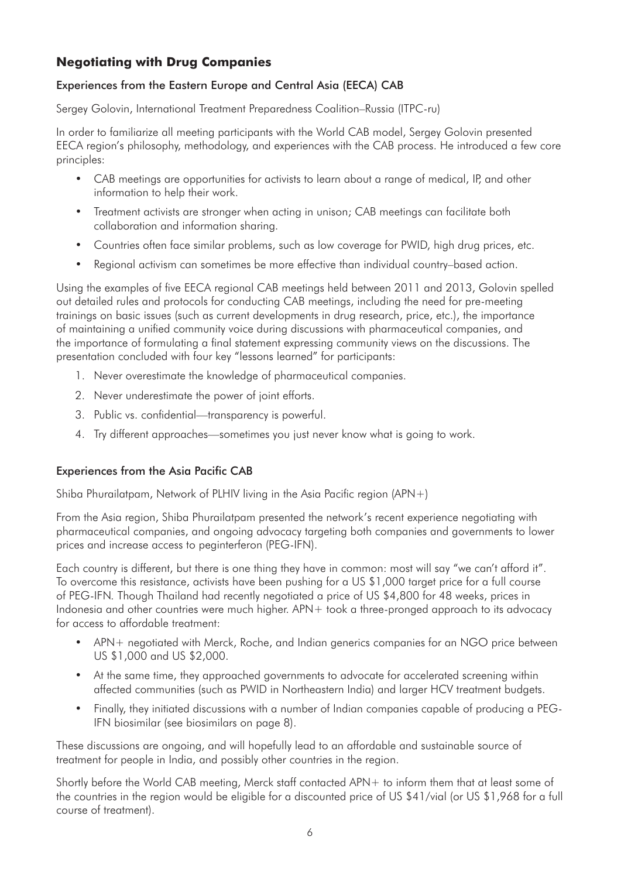## Negotiating with Drug Companies

### Experiences from the Eastern Europe and Central Asia (EECA) CAB

Sergey Golovin, International Treatment Preparedness Coalition–Russia (ITPC-ru)

In order to familiarize all meeting participants with the World CAB model, Sergey Golovin presented EECA region's philosophy, methodology, and experiences with the CAB process. He introduced a few core principles:

- CAB meetings are opportunities for activists to learn about a range of medical, IP, and other information to help their work.
- Treatment activists are stronger when acting in unison; CAB meetings can facilitate both collaboration and information sharing.
- Countries often face similar problems, such as low coverage for PWID, high drug prices, etc.
- Regional activism can sometimes be more effective than individual country–based action.

Using the examples of five EECA regional CAB meetings held between 2011 and 2013, Golovin spelled out detailed rules and protocols for conducting CAB meetings, including the need for pre-meeting trainings on basic issues (such as current developments in drug research, price, etc.), the importance of maintaining a unified community voice during discussions with pharmaceutical companies, and the importance of formulating a final statement expressing community views on the discussions. The presentation concluded with four key "lessons learned" for participants:

1. Never overestimate the knowledge of pharmaceutical companies.
2. Never underestimate the power of joint efforts.
3. Public vs. confidential—transparency is powerful.
4. Try different approaches—sometimes you just never know what is going to work.

### Experiences from the Asia Pacific CAB

Shiba Phurailatpam, Network of PLHIV living in the Asia Pacific region (APN+)

From the Asia region, Shiba Phurailatpam presented the network's recent experience negotiating with pharmaceutical companies, and ongoing advocacy targeting both companies and governments to lower prices and increase access to peginterferon (PEG-IFN).

Each country is different, but there is one thing they have in common: most will say "we can't afford it". To overcome this resistance, activists have been pushing for a US $1,000 target price for a full course of PEG-IFN. Though Thailand had recently negotiated a price of US $4,800 for 48 weeks, prices in Indonesia and other countries were much higher. APN+ took a three-pronged approach to its advocacy for access to affordable treatment:

- APN+ negotiated with Merck, Roche, and Indian generics companies for an NGO price between US $1,000 and US $2,000.
- At the same time, they approached governments to advocate for accelerated screening within affected communities (such as PWID in Northeastern India) and larger HCV treatment budgets.
- Finally, they initiated discussions with a number of Indian companies capable of producing a PEG-IFN biosimilar (see biosimilars on page 8).

These discussions are ongoing, and will hopefully lead to an affordable and sustainable source of treatment for people in India, and possibly other countries in the region.

Shortly before the World CAB meeting, Merck staff contacted APN+ to inform them that at least some of the countries in the region would be eligible for a discounted price of US $41/vial (or US $1,968 for a full course of treatment).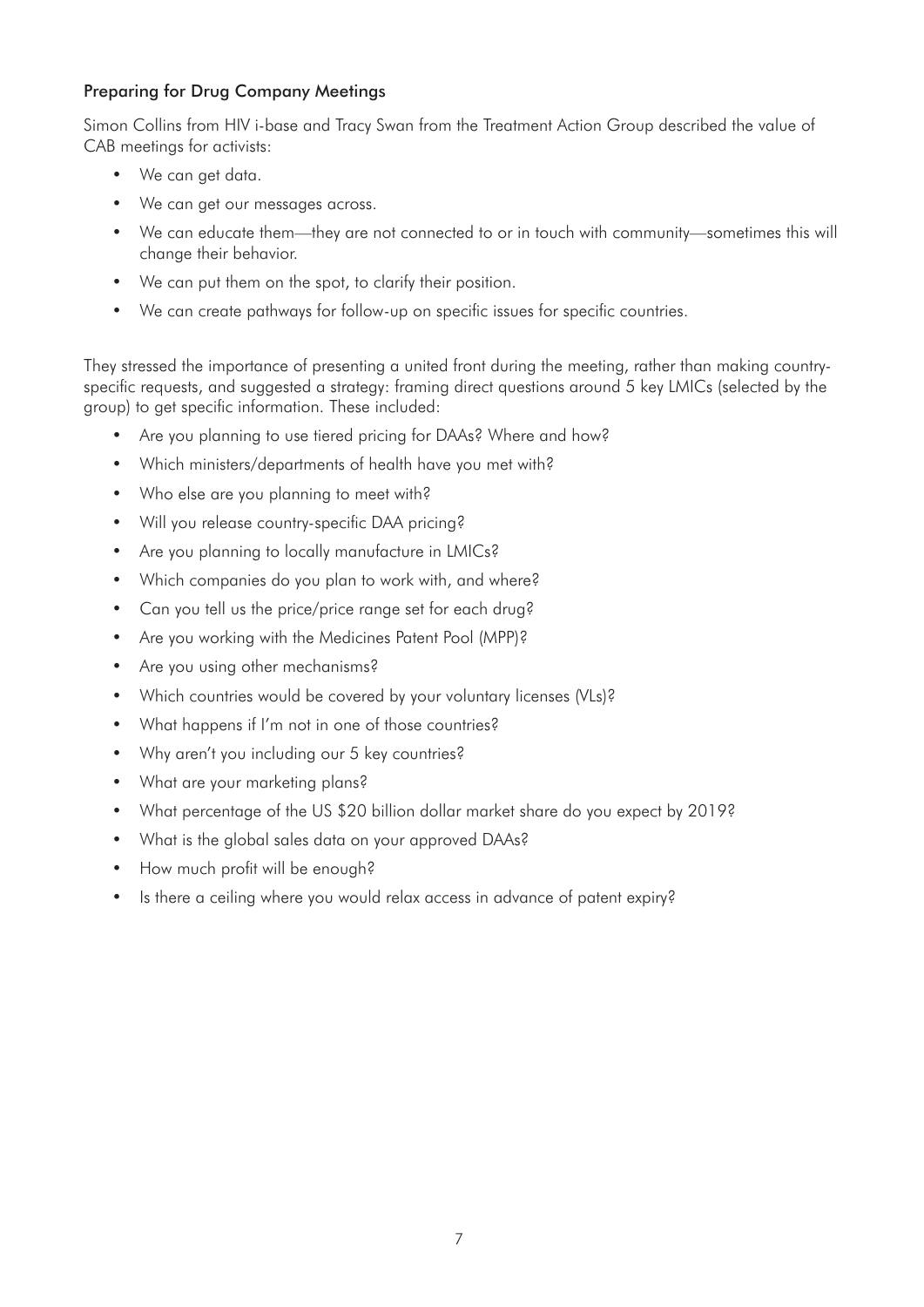### Preparing for Drug Company Meetings

Simon Collins from HIV i-base and Tracy Swan from the Treatment Action Group described the value of CAB meetings for activists:

- We can get data.
- We can get our messages across.
- We can educate them—they are not connected to or in touch with community—sometimes this will change their behavior.
- We can put them on the spot, to clarify their position.
- We can create pathways for follow-up on specific issues for specific countries.

They stressed the importance of presenting a united front during the meeting, rather than making country-specific requests, and suggested a strategy: framing direct questions around 5 key LMICs (selected by the group) to get specific information. These included:

- Are you planning to use tiered pricing for DAAs? Where and how?
- Which ministers/departments of health have you met with?
- Who else are you planning to meet with?
- Will you release country-specific DAA pricing?
- Are you planning to locally manufacture in LMICs?
- Which companies do you plan to work with, and where?
- Can you tell us the price/price range set for each drug?
- Are you working with the Medicines Patent Pool (MPP)?
- Are you using other mechanisms?
- Which countries would be covered by your voluntary licenses (VLs)?
- What happens if I'm not in one of those countries?
- Why aren't you including our 5 key countries?
- What are your marketing plans?
- What percentage of the US $20 billion dollar market share do you expect by 2019?
- What is the global sales data on your approved DAAs?
- How much profit will be enough?
- Is there a ceiling where you would relax access in advance of patent expiry?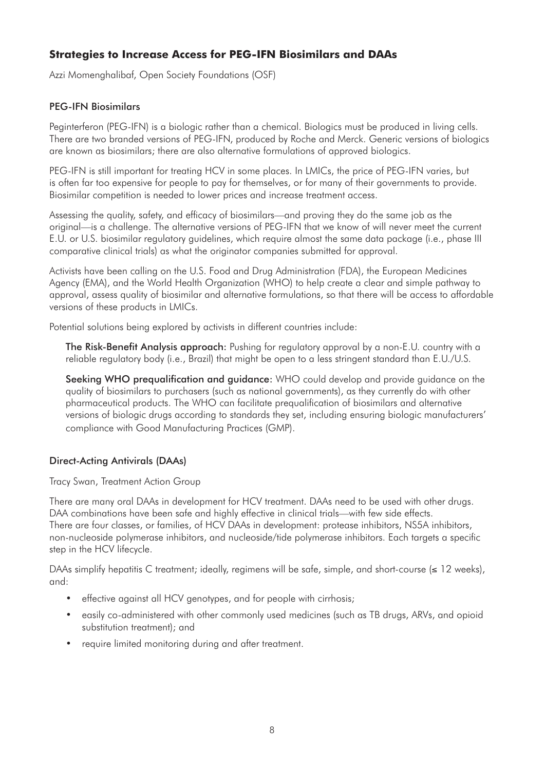## Strategies to Increase Access for PEG-IFN Biosimilars and DAAs

Azzi Momenghalibaf, Open Society Foundations (OSF)

### PEG-IFN Biosimilars

Peginterferon (PEG-IFN) is a biologic rather than a chemical. Biologics must be produced in living cells. There are two branded versions of PEG-IFN, produced by Roche and Merck. Generic versions of biologics are known as biosimilars; there are also alternative formulations of approved biologics.

PEG-IFN is still important for treating HCV in some places. In LMICs, the price of PEG-IFN varies, but is often far too expensive for people to pay for themselves, or for many of their governments to provide. Biosimilar competition is needed to lower prices and increase treatment access.

Assessing the quality, safety, and efficacy of biosimilars—and proving they do the same job as the original—is a challenge. The alternative versions of PEG-IFN that we know of will never meet the current E.U. or U.S. biosimilar regulatory guidelines, which require almost the same data package (i.e., phase III comparative clinical trials) as what the originator companies submitted for approval.

Activists have been calling on the U.S. Food and Drug Administration (FDA), the European Medicines Agency (EMA), and the World Health Organization (WHO) to help create a clear and simple pathway to approval, assess quality of biosimilar and alternative formulations, so that there will be access to affordable versions of these products in LMICs.

Potential solutions being explored by activists in different countries include:

**The Risk-Benefit Analysis approach:** Pushing for regulatory approval by a non-E.U. country with a reliable regulatory body (i.e., Brazil) that might be open to a less stringent standard than E.U./U.S.

**Seeking WHO prequalification and guidance:** WHO could develop and provide guidance on the quality of biosimilars to purchasers (such as national governments), as they currently do with other pharmaceutical products. The WHO can facilitate prequalification of biosimilars and alternative versions of biologic drugs according to standards they set, including ensuring biologic manufacturers' compliance with Good Manufacturing Practices (GMP).

### Direct-Acting Antivirals (DAAs)

Tracy Swan, Treatment Action Group

There are many oral DAAs in development for HCV treatment. DAAs need to be used with other drugs. DAA combinations have been safe and highly effective in clinical trials—with few side effects. There are four classes, or families, of HCV DAAs in development: protease inhibitors, NS5A inhibitors, non-nucleoside polymerase inhibitors, and nucleoside/tide polymerase inhibitors. Each targets a specific step in the HCV lifecycle.

DAAs simplify hepatitis C treatment; ideally, regimens will be safe, simple, and short-course (≤ 12 weeks), and:

- effective against all HCV genotypes, and for people with cirrhosis;
- easily co-administered with other commonly used medicines (such as TB drugs, ARVs, and opioid substitution treatment); and
- require limited monitoring during and after treatment.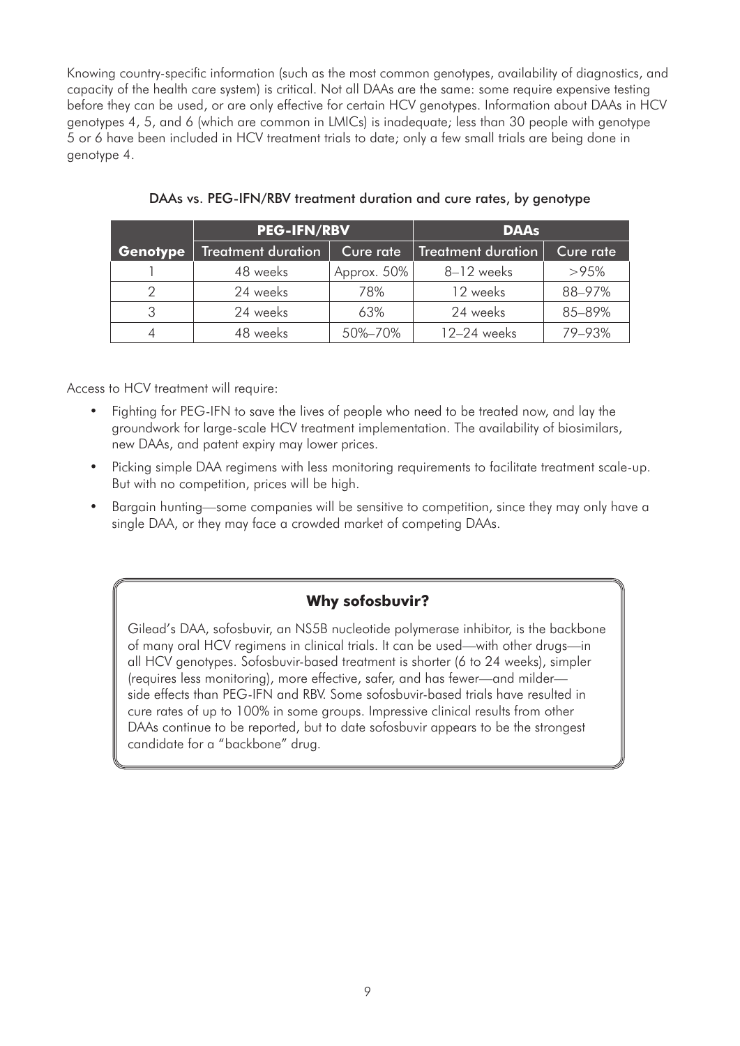Knowing country-specific information (such as the most common genotypes, availability of diagnostics, and capacity of the health care system) is critical. Not all DAAs are the same: some require expensive testing before they can be used, or are only effective for certain HCV genotypes. Information about DAAs in HCV genotypes 4, 5, and 6 (which are common in LMICs) is inadequate; less than 30 people with genotype 5 or 6 have been included in HCV treatment trials to date; only a few small trials are being done in genotype 4.

DAAs vs. PEG-IFN/RBV treatment duration and cure rates, by genotype

| | PEG-IFN/RBV | | DAAs | |
|---|---|---|---|---|
| **Genotype** | Treatment duration | Cure rate | Treatment duration | Cure rate |
| 1 | 48 weeks | Approx. 50% | 8–12 weeks | >95% |
| 2 | 24 weeks | 78% | 12 weeks | 88–97% |
| 3 | 24 weeks | 63% | 24 weeks | 85–89% |
| 4 | 48 weeks | 50%–70% | 12–24 weeks | 79–93% |

Access to HCV treatment will require:

- Fighting for PEG-IFN to save the lives of people who need to be treated now, and lay the groundwork for large-scale HCV treatment implementation. The availability of biosimilars, new DAAs, and patent expiry may lower prices.
- Picking simple DAA regimens with less monitoring requirements to facilitate treatment scale-up. But with no competition, prices will be high.
- Bargain hunting—some companies will be sensitive to competition, since they may only have a single DAA, or they may face a crowded market of competing DAAs.

### Why sofosbuvir?

Gilead's DAA, sofosbuvir, an NS5B nucleotide polymerase inhibitor, is the backbone of many oral HCV regimens in clinical trials. It can be used—with other drugs—in all HCV genotypes. Sofosbuvir-based treatment is shorter (6 to 24 weeks), simpler (requires less monitoring), more effective, safer, and has fewer—and milder—side effects than PEG-IFN and RBV. Some sofosbuvir-based trials have resulted in cure rates of up to 100% in some groups. Impressive clinical results from other DAAs continue to be reported, but to date sofosbuvir appears to be the strongest candidate for a "backbone" drug.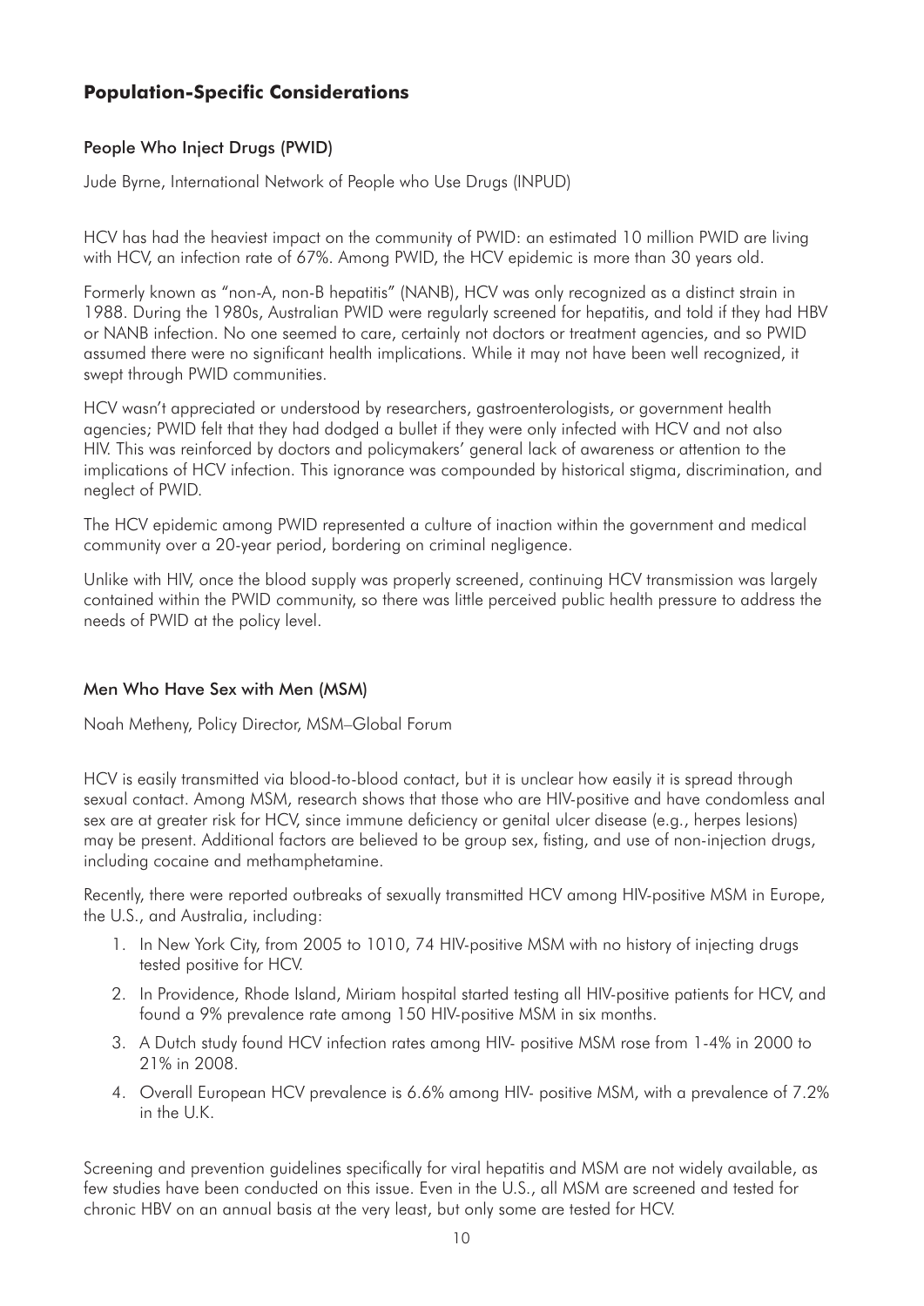## Population-Specific Considerations

### People Who Inject Drugs (PWID)

Jude Byrne, International Network of People who Use Drugs (INPUD)

HCV has had the heaviest impact on the community of PWID: an estimated 10 million PWID are living with HCV, an infection rate of 67%. Among PWID, the HCV epidemic is more than 30 years old.

Formerly known as "non-A, non-B hepatitis" (NANB), HCV was only recognized as a distinct strain in 1988. During the 1980s, Australian PWID were regularly screened for hepatitis, and told if they had HBV or NANB infection. No one seemed to care, certainly not doctors or treatment agencies, and so PWID assumed there were no significant health implications. While it may not have been well recognized, it swept through PWID communities.

HCV wasn't appreciated or understood by researchers, gastroenterologists, or government health agencies; PWID felt that they had dodged a bullet if they were only infected with HCV and not also HIV. This was reinforced by doctors and policymakers' general lack of awareness or attention to the implications of HCV infection. This ignorance was compounded by historical stigma, discrimination, and neglect of PWID.

The HCV epidemic among PWID represented a culture of inaction within the government and medical community over a 20-year period, bordering on criminal negligence.

Unlike with HIV, once the blood supply was properly screened, continuing HCV transmission was largely contained within the PWID community, so there was little perceived public health pressure to address the needs of PWID at the policy level.

### Men Who Have Sex with Men (MSM)

Noah Metheny, Policy Director, MSM–Global Forum

HCV is easily transmitted via blood-to-blood contact, but it is unclear how easily it is spread through sexual contact. Among MSM, research shows that those who are HIV-positive and have condomless anal sex are at greater risk for HCV, since immune deficiency or genital ulcer disease (e.g., herpes lesions) may be present. Additional factors are believed to be group sex, fisting, and use of non-injection drugs, including cocaine and methamphetamine.

Recently, there were reported outbreaks of sexually transmitted HCV among HIV-positive MSM in Europe, the U.S., and Australia, including:

1. In New York City, from 2005 to 1010, 74 HIV-positive MSM with no history of injecting drugs tested positive for HCV.
2. In Providence, Rhode Island, Miriam hospital started testing all HIV-positive patients for HCV, and found a 9% prevalence rate among 150 HIV-positive MSM in six months.
3. A Dutch study found HCV infection rates among HIV- positive MSM rose from 1-4% in 2000 to 21% in 2008.
4. Overall European HCV prevalence is 6.6% among HIV- positive MSM, with a prevalence of 7.2% in the U.K.

Screening and prevention guidelines specifically for viral hepatitis and MSM are not widely available, as few studies have been conducted on this issue. Even in the U.S., all MSM are screened and tested for chronic HBV on an annual basis at the very least, but only some are tested for HCV.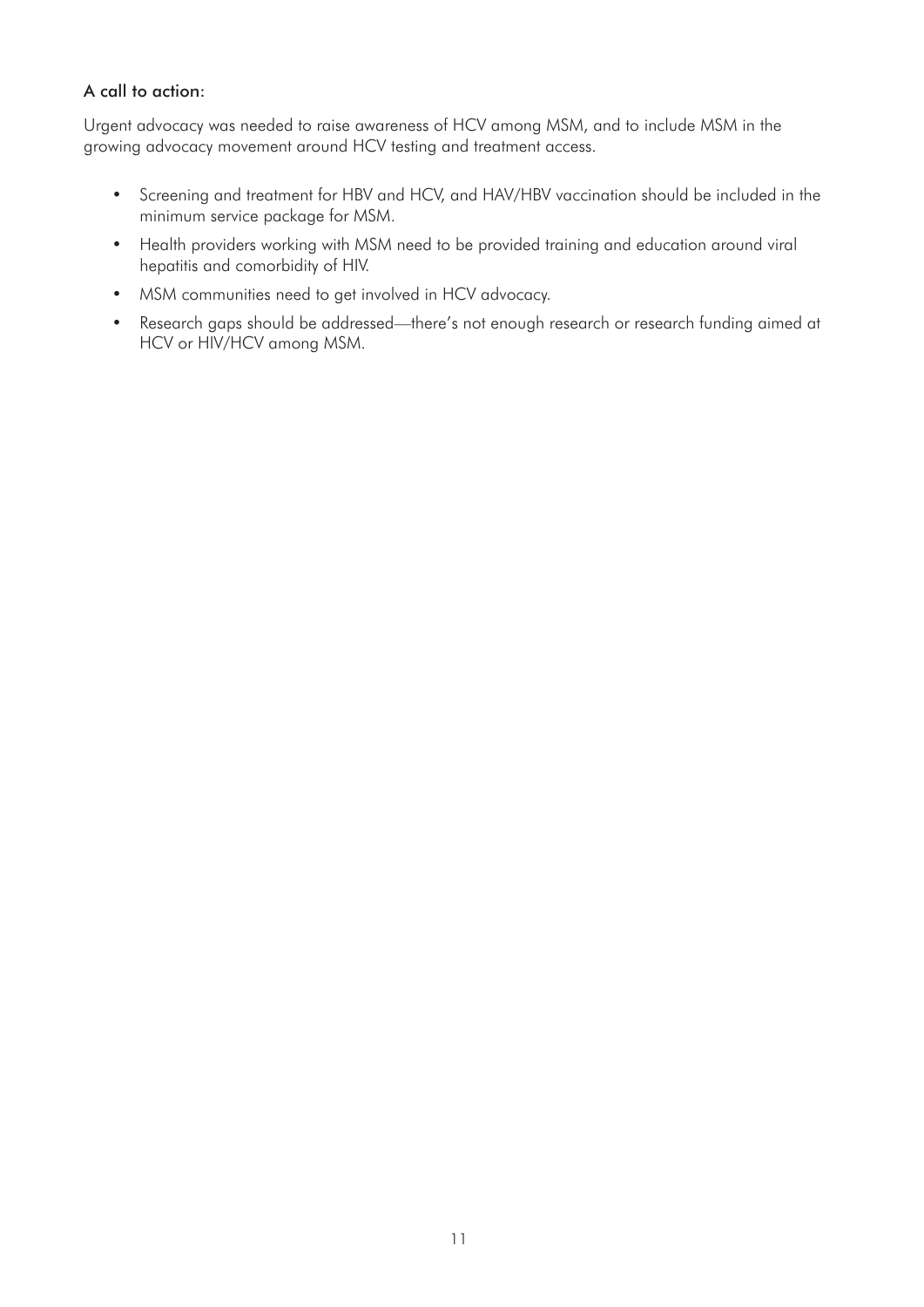**A call to action:**

Urgent advocacy was needed to raise awareness of HCV among MSM, and to include MSM in the growing advocacy movement around HCV testing and treatment access.

- Screening and treatment for HBV and HCV, and HAV/HBV vaccination should be included in the minimum service package for MSM.
- Health providers working with MSM need to be provided training and education around viral hepatitis and comorbidity of HIV.
- MSM communities need to get involved in HCV advocacy.
- Research gaps should be addressed—there's not enough research or research funding aimed at HCV or HIV/HCV among MSM.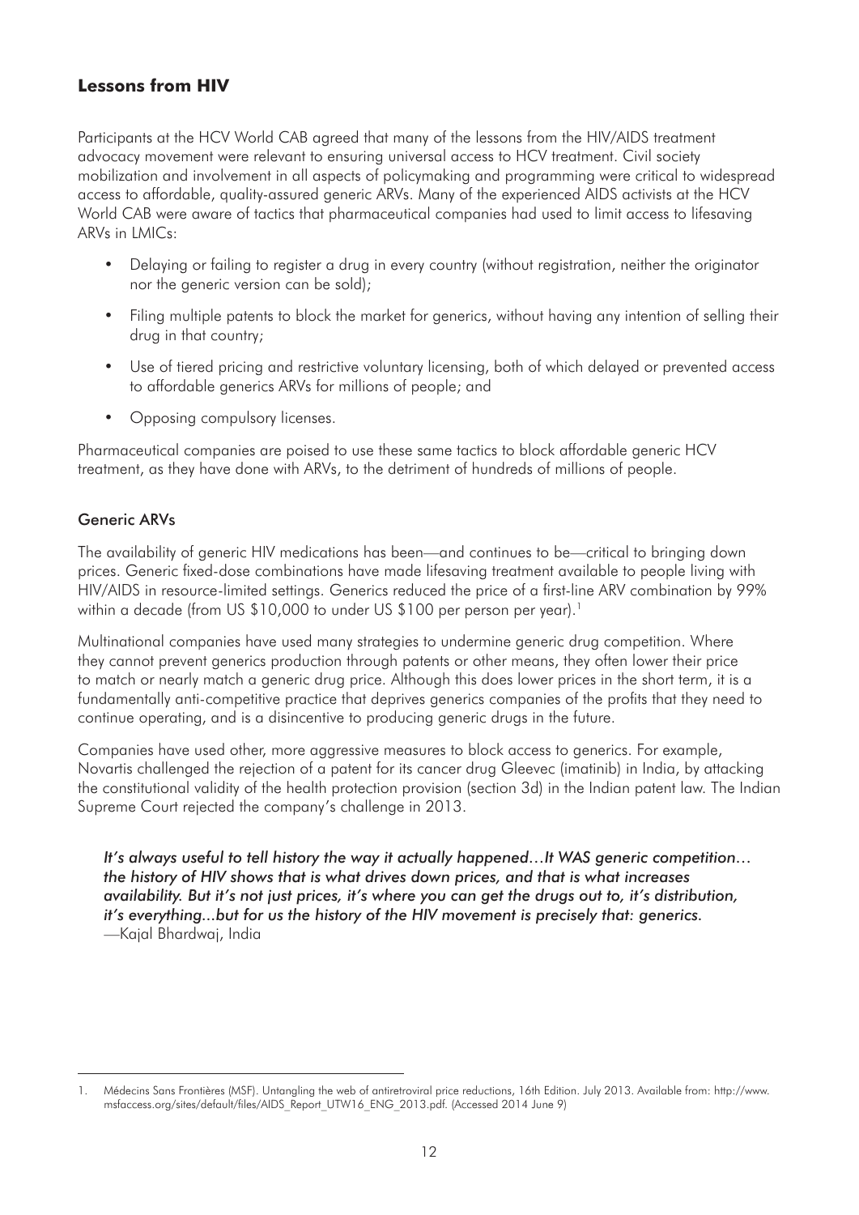## Lessons from HIV

Participants at the HCV World CAB agreed that many of the lessons from the HIV/AIDS treatment advocacy movement were relevant to ensuring universal access to HCV treatment. Civil society mobilization and involvement in all aspects of policymaking and programming were critical to widespread access to affordable, quality-assured generic ARVs. Many of the experienced AIDS activists at the HCV World CAB were aware of tactics that pharmaceutical companies had used to limit access to lifesaving ARVs in LMICs:

- Delaying or failing to register a drug in every country (without registration, neither the originator nor the generic version can be sold);
- Filing multiple patents to block the market for generics, without having any intention of selling their drug in that country;
- Use of tiered pricing and restrictive voluntary licensing, both of which delayed or prevented access to affordable generics ARVs for millions of people; and
- Opposing compulsory licenses.

Pharmaceutical companies are poised to use these same tactics to block affordable generic HCV treatment, as they have done with ARVs, to the detriment of hundreds of millions of people.

### Generic ARVs

The availability of generic HIV medications has been—and continues to be—critical to bringing down prices. Generic fixed-dose combinations have made lifesaving treatment available to people living with HIV/AIDS in resource-limited settings. Generics reduced the price of a first-line ARV combination by 99% within a decade (from US $10,000 to under US $100 per person per year).[1]

Multinational companies have used many strategies to undermine generic drug competition. Where they cannot prevent generics production through patents or other means, they often lower their price to match or nearly match a generic drug price. Although this does lower prices in the short term, it is a fundamentally anti-competitive practice that deprives generics companies of the profits that they need to continue operating, and is a disincentive to producing generic drugs in the future.

Companies have used other, more aggressive measures to block access to generics. For example, Novartis challenged the rejection of a patent for its cancer drug Gleevec (imatinib) in India, by attacking the constitutional validity of the health protection provision (section 3d) in the Indian patent law. The Indian Supreme Court rejected the company's challenge in 2013.

> *It's always useful to tell history the way it actually happened…It WAS generic competition… the history of HIV shows that is what drives down prices, and that is what increases availability. But it's not just prices, it's where you can get the drugs out to, it's distribution, it's everything...but for us the history of the HIV movement is precisely that: generics.*
> —Kajal Bhardwaj, India

---

1. Médecins Sans Frontières (MSF). Untangling the web of antiretroviral price reductions, 16th Edition. July 2013. Available from: http://www.msfaccess.org/sites/default/files/AIDS_Report_UTW16_ENG_2013.pdf. (Accessed 2014 June 9)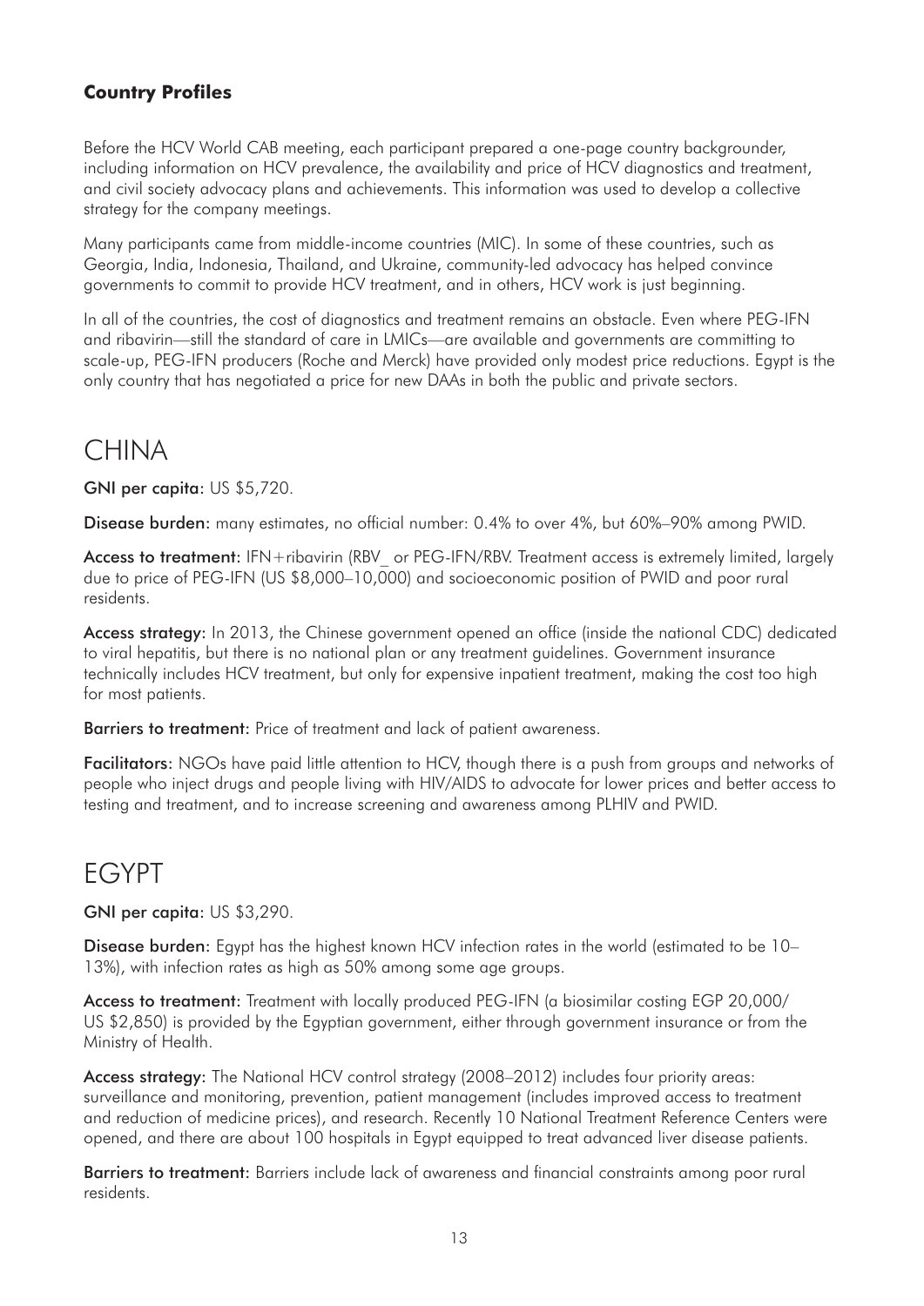### Country Profiles

Before the HCV World CAB meeting, each participant prepared a one-page country backgrounder, including information on HCV prevalence, the availability and price of HCV diagnostics and treatment, and civil society advocacy plans and achievements. This information was used to develop a collective strategy for the company meetings.

Many participants came from middle-income countries (MIC). In some of these countries, such as Georgia, India, Indonesia, Thailand, and Ukraine, community-led advocacy has helped convince governments to commit to provide HCV treatment, and in others, HCV work is just beginning.

In all of the countries, the cost of diagnostics and treatment remains an obstacle. Even where PEG-IFN and ribavirin—still the standard of care in LMICs—are available and governments are committing to scale-up, PEG-IFN producers (Roche and Merck) have provided only modest price reductions. Egypt is the only country that has negotiated a price for new DAAs in both the public and private sectors.

# CHINA

**GNI per capita**: US $5,720.

**Disease burden:** many estimates, no official number: 0.4% to over 4%, but 60%–90% among PWID.

**Access to treatment**: IFN+ribavirin (RBV_ or PEG-IFN/RBV. Treatment access is extremely limited, largely due to price of PEG-IFN (US $8,000–10,000) and socioeconomic position of PWID and poor rural residents.

**Access strategy:** In 2013, the Chinese government opened an office (inside the national CDC) dedicated to viral hepatitis, but there is no national plan or any treatment guidelines. Government insurance technically includes HCV treatment, but only for expensive inpatient treatment, making the cost too high for most patients.

**Barriers to treatment:** Price of treatment and lack of patient awareness.

**Facilitators:** NGOs have paid little attention to HCV, though there is a push from groups and networks of people who inject drugs and people living with HIV/AIDS to advocate for lower prices and better access to testing and treatment, and to increase screening and awareness among PLHIV and PWID.

# EGYPT

**GNI per capita**: US $3,290.

**Disease burden:** Egypt has the highest known HCV infection rates in the world (estimated to be 10–13%), with infection rates as high as 50% among some age groups.

**Access to treatment**: Treatment with locally produced PEG-IFN (a biosimilar costing EGP 20,000/ US $2,850) is provided by the Egyptian government, either through government insurance or from the Ministry of Health.

**Access strategy:** The National HCV control strategy (2008–2012) includes four priority areas: surveillance and monitoring, prevention, patient management (includes improved access to treatment and reduction of medicine prices), and research. Recently 10 National Treatment Reference Centers were opened, and there are about 100 hospitals in Egypt equipped to treat advanced liver disease patients.

**Barriers to treatment:** Barriers include lack of awareness and financial constraints among poor rural residents.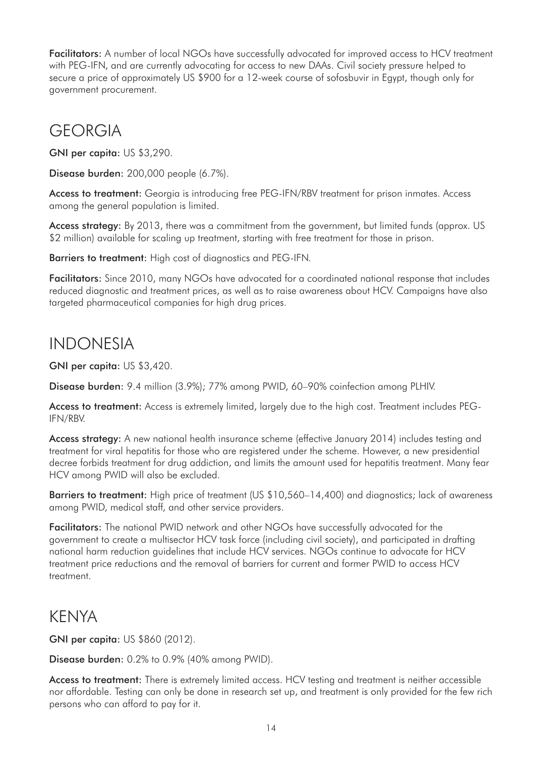**Facilitators:** A number of local NGOs have successfully advocated for improved access to HCV treatment with PEG-IFN, and are currently advocating for access to new DAAs. Civil society pressure helped to secure a price of approximately US $900 for a 12-week course of sofosbuvir in Egypt, though only for government procurement.

## GEORGIA

**GNI per capita**: US $3,290.

**Disease burden:** 200,000 people (6.7%).

**Access to treatment:** Georgia is introducing free PEG-IFN/RBV treatment for prison inmates. Access among the general population is limited.

**Access strategy:** By 2013, there was a commitment from the government, but limited funds (approx. US $2 million) available for scaling up treatment, starting with free treatment for those in prison.

**Barriers to treatment:** High cost of diagnostics and PEG-IFN.

**Facilitators:** Since 2010, many NGOs have advocated for a coordinated national response that includes reduced diagnostic and treatment prices, as well as to raise awareness about HCV. Campaigns have also targeted pharmaceutical companies for high drug prices.

## INDONESIA

**GNI per capita**: US $3,420.

**Disease burden:** 9.4 million (3.9%); 77% among PWID, 60–90% coinfection among PLHIV.

**Access to treatment:** Access is extremely limited, largely due to the high cost. Treatment includes PEG-IFN/RBV.

**Access strategy:** A new national health insurance scheme (effective January 2014) includes testing and treatment for viral hepatitis for those who are registered under the scheme. However, a new presidential decree forbids treatment for drug addiction, and limits the amount used for hepatitis treatment. Many fear HCV among PWID will also be excluded.

**Barriers to treatment:** High price of treatment (US $10,560–14,400) and diagnostics; lack of awareness among PWID, medical staff, and other service providers.

**Facilitators:** The national PWID network and other NGOs have successfully advocated for the government to create a multisector HCV task force (including civil society), and participated in drafting national harm reduction guidelines that include HCV services. NGOs continue to advocate for HCV treatment price reductions and the removal of barriers for current and former PWID to access HCV treatment.

## KENYA

**GNI per capita**: US $860 (2012).

**Disease burden:** 0.2% to 0.9% (40% among PWID).

**Access to treatment:** There is extremely limited access. HCV testing and treatment is neither accessible nor affordable. Testing can only be done in research set up, and treatment is only provided for the few rich persons who can afford to pay for it.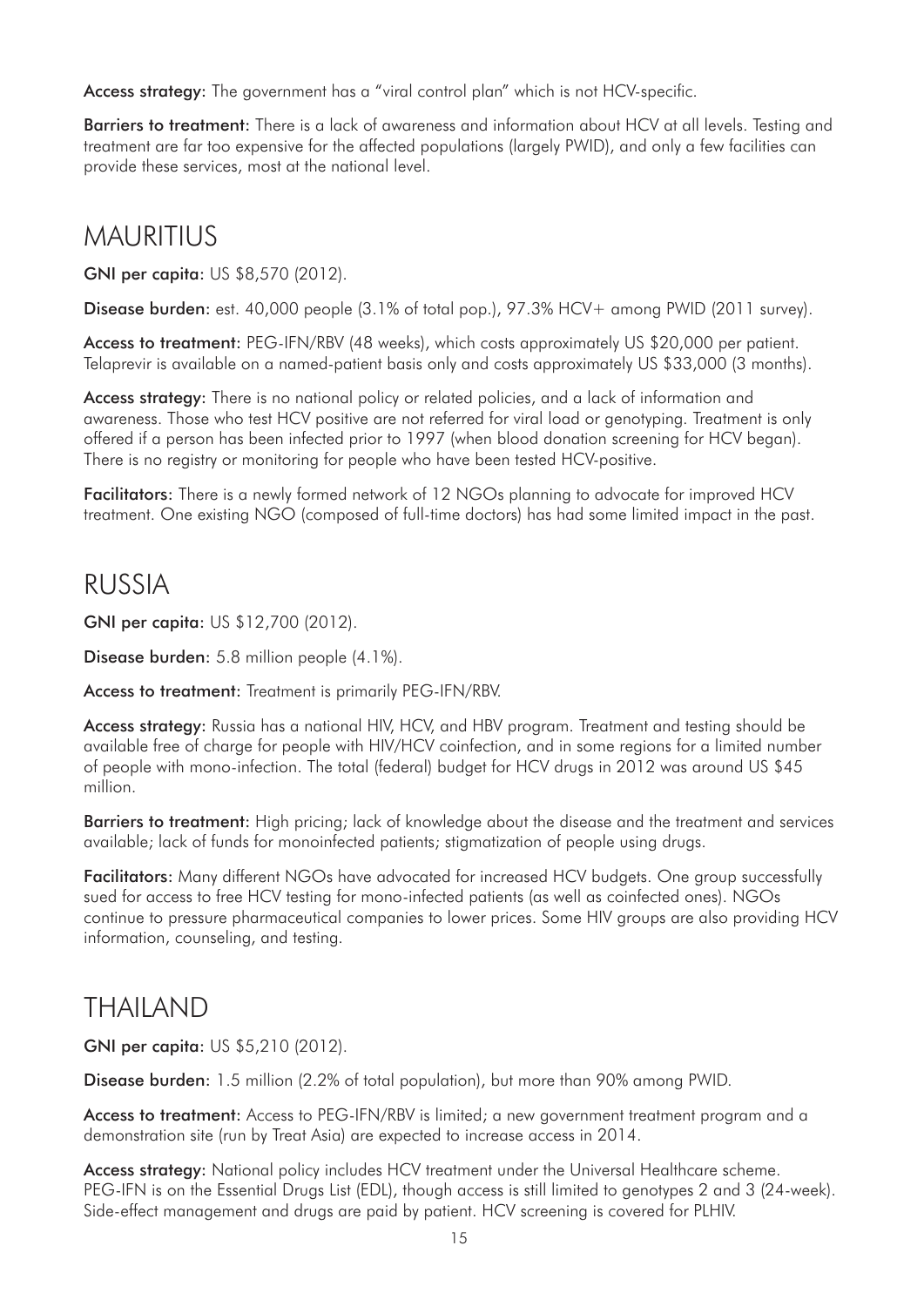**Access strategy:** The government has a "viral control plan" which is not HCV-specific.

**Barriers to treatment:** There is a lack of awareness and information about HCV at all levels. Testing and treatment are far too expensive for the affected populations (largely PWID), and only a few facilities can provide these services, most at the national level.

## MAURITIUS

**GNI per capita:** US $8,570 (2012).

**Disease burden:** est. 40,000 people (3.1% of total pop.), 97.3% HCV+ among PWID (2011 survey).

**Access to treatment:** PEG-IFN/RBV (48 weeks), which costs approximately US $20,000 per patient. Telaprevir is available on a named-patient basis only and costs approximately US $33,000 (3 months).

**Access strategy:** There is no national policy or related policies, and a lack of information and awareness. Those who test HCV positive are not referred for viral load or genotyping. Treatment is only offered if a person has been infected prior to 1997 (when blood donation screening for HCV began). There is no registry or monitoring for people who have been tested HCV-positive.

**Facilitators:** There is a newly formed network of 12 NGOs planning to advocate for improved HCV treatment. One existing NGO (composed of full-time doctors) has had some limited impact in the past.

## RUSSIA

**GNI per capita:** US $12,700 (2012).

**Disease burden:** 5.8 million people (4.1%).

**Access to treatment:** Treatment is primarily PEG-IFN/RBV.

**Access strategy:** Russia has a national HIV, HCV, and HBV program. Treatment and testing should be available free of charge for people with HIV/HCV coinfection, and in some regions for a limited number of people with mono-infection. The total (federal) budget for HCV drugs in 2012 was around US $45 million.

**Barriers to treatment:** High pricing; lack of knowledge about the disease and the treatment and services available; lack of funds for monoinfected patients; stigmatization of people using drugs.

**Facilitators:** Many different NGOs have advocated for increased HCV budgets. One group successfully sued for access to free HCV testing for mono-infected patients (as well as coinfected ones). NGOs continue to pressure pharmaceutical companies to lower prices. Some HIV groups are also providing HCV information, counseling, and testing.

## THAILAND

**GNI per capita:** US $5,210 (2012).

**Disease burden:** 1.5 million (2.2% of total population), but more than 90% among PWID.

**Access to treatment:** Access to PEG-IFN/RBV is limited; a new government treatment program and a demonstration site (run by Treat Asia) are expected to increase access in 2014.

**Access strategy:** National policy includes HCV treatment under the Universal Healthcare scheme. PEG-IFN is on the Essential Drugs List (EDL), though access is still limited to genotypes 2 and 3 (24-week). Side-effect management and drugs are paid by patient. HCV screening is covered for PLHIV.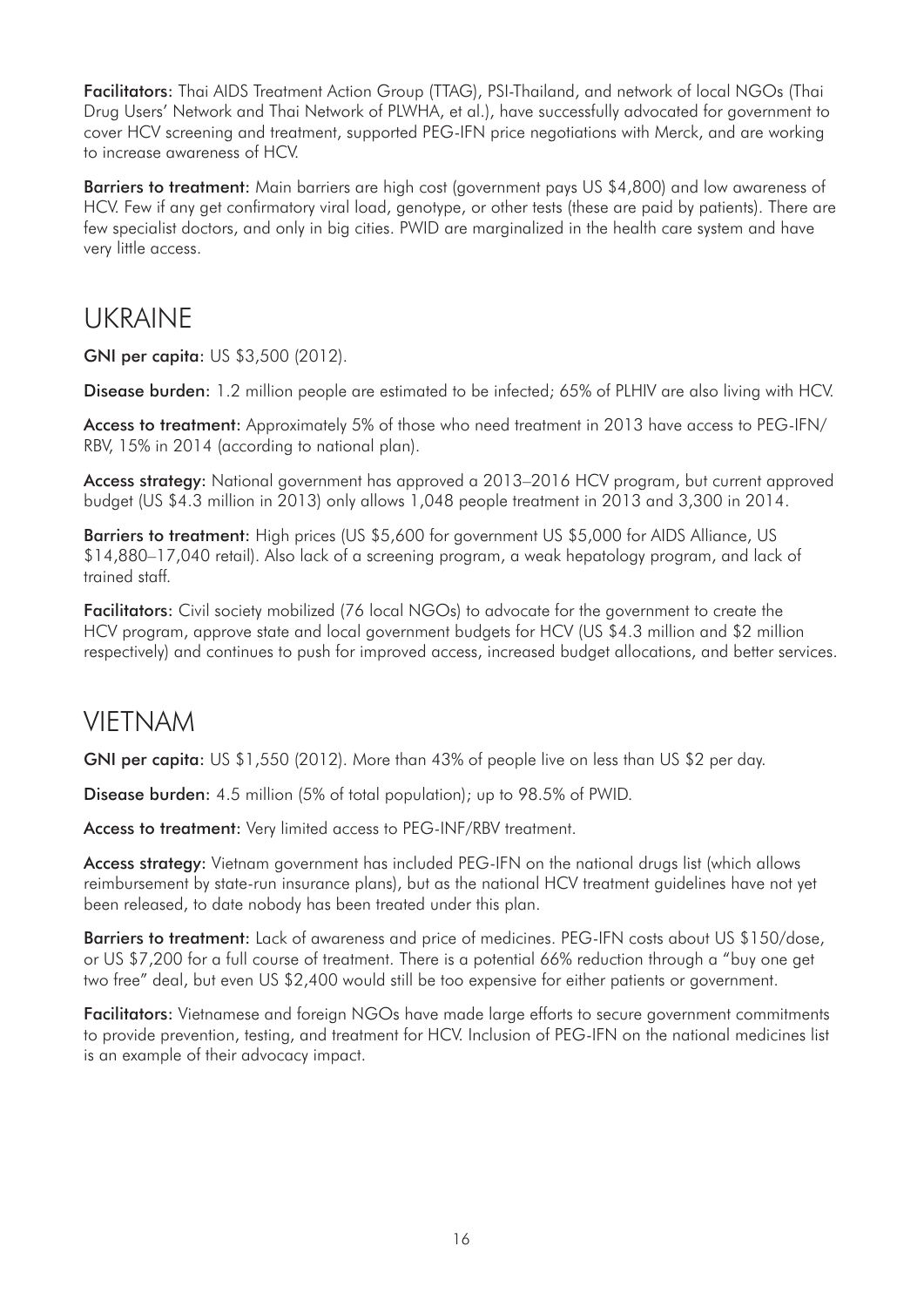**Facilitators:** Thai AIDS Treatment Action Group (TTAG), PSI-Thailand, and network of local NGOs (Thai Drug Users' Network and Thai Network of PLWHA, et al.), have successfully advocated for government to cover HCV screening and treatment, supported PEG-IFN price negotiations with Merck, and are working to increase awareness of HCV.

**Barriers to treatment:** Main barriers are high cost (government pays US $4,800) and low awareness of HCV. Few if any get confirmatory viral load, genotype, or other tests (these are paid by patients). There are few specialist doctors, and only in big cities. PWID are marginalized in the health care system and have very little access.

## UKRAINE

**GNI per capita**: US $3,500 (2012).

**Disease burden:** 1.2 million people are estimated to be infected; 65% of PLHIV are also living with HCV.

**Access to treatment:** Approximately 5% of those who need treatment in 2013 have access to PEG-IFN/RBV, 15% in 2014 (according to national plan).

**Access strategy:** National government has approved a 2013–2016 HCV program, but current approved budget (US $4.3 million in 2013) only allows 1,048 people treatment in 2013 and 3,300 in 2014.

**Barriers to treatment:** High prices (US $5,600 for government US $5,000 for AIDS Alliance, US $14,880–17,040 retail). Also lack of a screening program, a weak hepatology program, and lack of trained staff.

**Facilitators:** Civil society mobilized (76 local NGOs) to advocate for the government to create the HCV program, approve state and local government budgets for HCV (US $4.3 million and $2 million respectively) and continues to push for improved access, increased budget allocations, and better services.

## VIETNAM

**GNI per capita**: US $1,550 (2012). More than 43% of people live on less than US $2 per day.

**Disease burden:** 4.5 million (5% of total population); up to 98.5% of PWID.

**Access to treatment:** Very limited access to PEG-INF/RBV treatment.

**Access strategy:** Vietnam government has included PEG-IFN on the national drugs list (which allows reimbursement by state-run insurance plans), but as the national HCV treatment guidelines have not yet been released, to date nobody has been treated under this plan.

**Barriers to treatment:** Lack of awareness and price of medicines. PEG-IFN costs about US $150/dose, or US $7,200 for a full course of treatment. There is a potential 66% reduction through a "buy one get two free" deal, but even US $2,400 would still be too expensive for either patients or government.

**Facilitators:** Vietnamese and foreign NGOs have made large efforts to secure government commitments to provide prevention, testing, and treatment for HCV. Inclusion of PEG-IFN on the national medicines list is an example of their advocacy impact.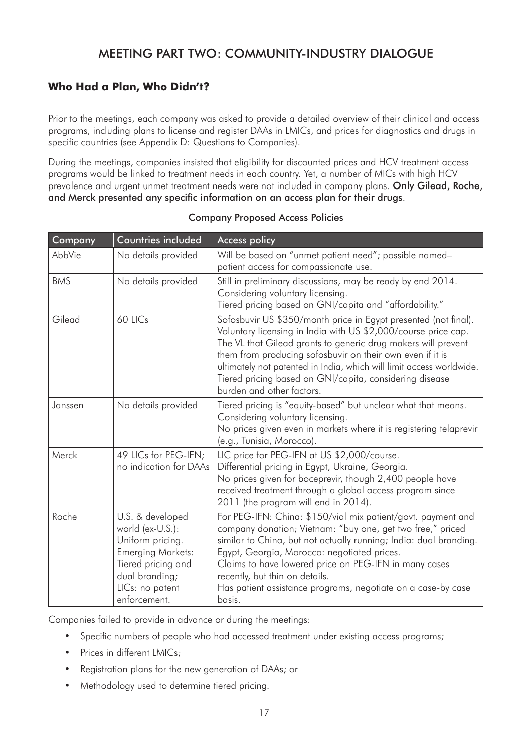# MEETING PART TWO: COMMUNITY-INDUSTRY DIALOGUE

## Who Had a Plan, Who Didn't?

Prior to the meetings, each company was asked to provide a detailed overview of their clinical and access programs, including plans to license and register DAAs in LMICs, and prices for diagnostics and drugs in specific countries (see Appendix D: Questions to Companies).

During the meetings, companies insisted that eligibility for discounted prices and HCV treatment access programs would be linked to treatment needs in each country. Yet, a number of MICs with high HCV prevalence and urgent unmet treatment needs were not included in company plans. **Only Gilead, Roche, and Merck presented any specific information on an access plan for their drugs**.

**Company Proposed Access Policies**

| Company | Countries included | Access policy |
|---|---|---|
| AbbVie | No details provided | Will be based on "unmet patient need"; possible named–patient access for compassionate use. |
| BMS | No details provided | Still in preliminary discussions, may be ready by end 2014.<br>Considering voluntary licensing.<br>Tiered pricing based on GNI/capita and "affordability." |
| Gilead | 60 LICs | Sofosbuvir US $350/month price in Egypt presented (not final). Voluntary licensing in India with US $2,000/course price cap. The VL that Gilead grants to generic drug makers will prevent them from producing sofosbuvir on their own even if it is ultimately not patented in India, which will limit access worldwide. Tiered pricing based on GNI/capita, considering disease burden and other factors. |
| Janssen | No details provided | Tiered pricing is "equity-based" but unclear what that means.<br>Considering voluntary licensing.<br>No prices given even in markets where it is registering telaprevir (e.g., Tunisia, Morocco). |
| Merck | 49 LICs for PEG-IFN; no indication for DAAs | LIC price for PEG-IFN at US $2,000/course.<br>Differential pricing in Egypt, Ukraine, Georgia.<br>No prices given for boceprevir, though 2,400 people have received treatment through a global access program since 2011 (the program will end in 2014). |
| Roche | U.S. & developed world (ex-U.S.): Uniform pricing.<br>Emerging Markets: Tiered pricing and dual branding;<br>LICs: no patent enforcement. | For PEG-IFN: China: $150/vial mix patient/govt. payment and company donation; Vietnam: "buy one, get two free," priced similar to China, but not actually running; India: dual branding. Egypt, Georgia, Morocco: negotiated prices.<br>Claims to have lowered price on PEG-IFN in many cases recently, but thin on details.<br>Has patient assistance programs, negotiate on a case-by case basis. |

Companies failed to provide in advance or during the meetings:

- Specific numbers of people who had accessed treatment under existing access programs;
- Prices in different LMICs;
- Registration plans for the new generation of DAAs; or
- Methodology used to determine tiered pricing.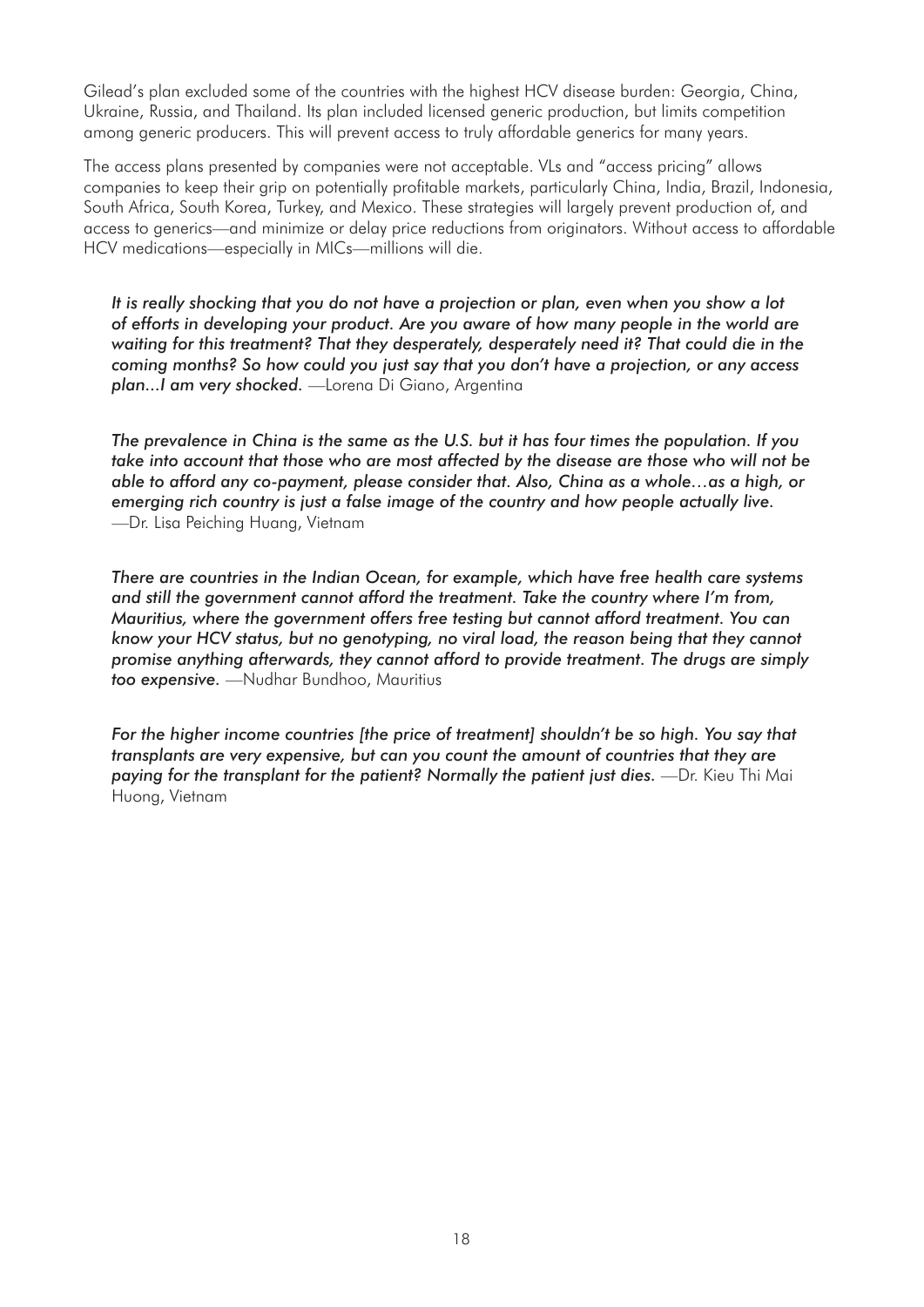Gilead's plan excluded some of the countries with the highest HCV disease burden: Georgia, China, Ukraine, Russia, and Thailand. Its plan included licensed generic production, but limits competition among generic producers. This will prevent access to truly affordable generics for many years.

The access plans presented by companies were not acceptable. VLs and "access pricing" allows companies to keep their grip on potentially profitable markets, particularly China, India, Brazil, Indonesia, South Africa, South Korea, Turkey, and Mexico. These strategies will largely prevent production of, and access to generics—and minimize or delay price reductions from originators. Without access to affordable HCV medications—especially in MICs—millions will die.

> *It is really shocking that you do not have a projection or plan, even when you show a lot of efforts in developing your product. Are you aware of how many people in the world are waiting for this treatment? That they desperately, desperately need it? That could die in the coming months? So how could you just say that you don't have a projection, or any access plan...I am very shocked.* —Lorena Di Giano, Argentina

> *The prevalence in China is the same as the U.S. but it has four times the population. If you take into account that those who are most affected by the disease are those who will not be able to afford any co-payment, please consider that. Also, China as a whole…as a high, or emerging rich country is just a false image of the country and how people actually live.* —Dr. Lisa Peiching Huang, Vietnam

> *There are countries in the Indian Ocean, for example, which have free health care systems and still the government cannot afford the treatment. Take the country where I'm from, Mauritius, where the government offers free testing but cannot afford treatment. You can know your HCV status, but no genotyping, no viral load, the reason being that they cannot promise anything afterwards, they cannot afford to provide treatment. The drugs are simply too expensive.* —Nudhar Bundhoo, Mauritius

> *For the higher income countries [the price of treatment] shouldn't be so high. You say that transplants are very expensive, but can you count the amount of countries that they are paying for the transplant for the patient? Normally the patient just dies.* —Dr. Kieu Thi Mai Huong, Vietnam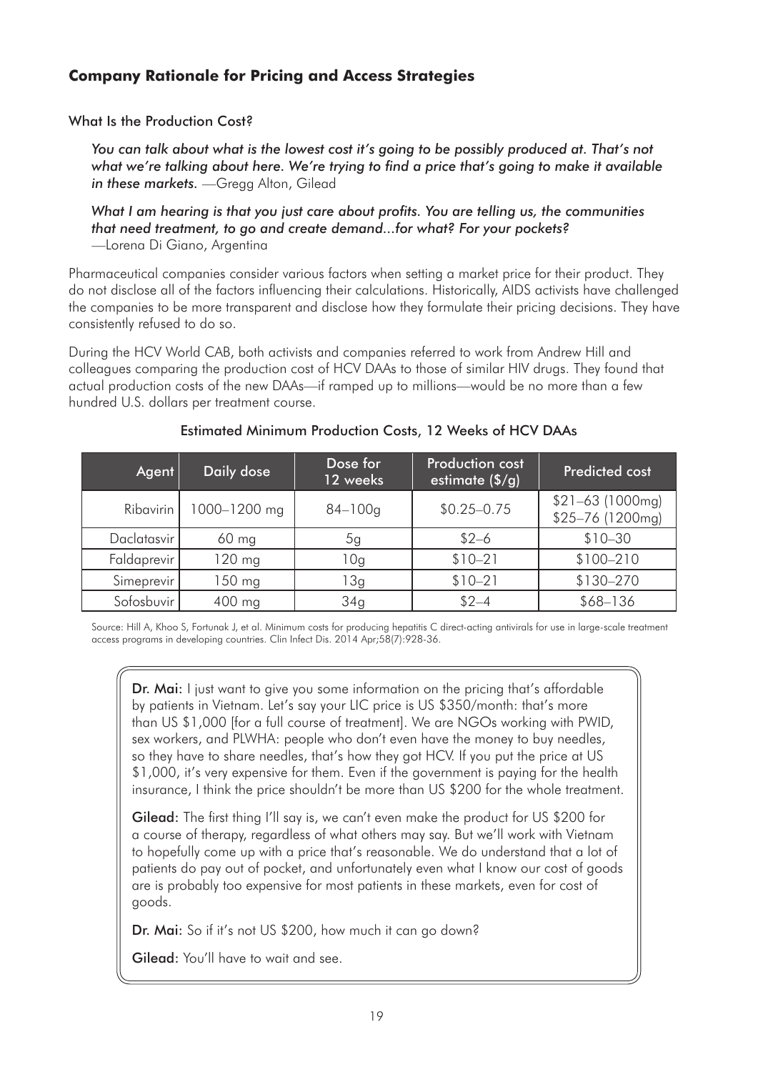## Company Rationale for Pricing and Access Strategies

### What Is the Production Cost?

> *You can talk about what is the lowest cost it's going to be possibly produced at. That's not what we're talking about here. We're trying to find a price that's going to make it available in these markets.* —Gregg Alton, Gilead

> *What I am hearing is that you just care about profits. You are telling us, the communities that need treatment, to go and create demand...for what? For your pockets?* —Lorena Di Giano, Argentina

Pharmaceutical companies consider various factors when setting a market price for their product. They do not disclose all of the factors influencing their calculations. Historically, AIDS activists have challenged the companies to be more transparent and disclose how they formulate their pricing decisions. They have consistently refused to do so.

During the HCV World CAB, both activists and companies referred to work from Andrew Hill and colleagues comparing the production cost of HCV DAAs to those of similar HIV drugs. They found that actual production costs of the new DAAs—if ramped up to millions—would be no more than a few hundred U.S. dollars per treatment course.

**Estimated Minimum Production Costs, 12 Weeks of HCV DAAs**

| Agent | Daily dose | Dose for 12 weeks | Production cost estimate ($/g) | Predicted cost |
|---|---|---|---|---|
| Ribavirin | 1000–1200 mg | 84–100g | $0.25–0.75 | $21–63 (1000mg) $25–76 (1200mg) |
| Daclatasvir | 60 mg | 5g | $2–6 | $10–30 |
| Faldaprevir | 120 mg | 10g | $10–21 | $100–210 |
| Simeprevir | 150 mg | 13g | $10–21 | $130–270 |
| Sofosbuvir | 400 mg | 34g | $2–4 | $68–136 |

Source: Hill A, Khoo S, Fortunak J, et al. Minimum costs for producing hepatitis C direct-acting antivirals for use in large-scale treatment access programs in developing countries. Clin Infect Dis. 2014 Apr;58(7):928-36.

**Dr. Mai:** I just want to give you some information on the pricing that's affordable by patients in Vietnam. Let's say your LIC price is US $350/month: that's more than US $1,000 [for a full course of treatment]. We are NGOs working with PWID, sex workers, and PLWHA: people who don't even have the money to buy needles, so they have to share needles, that's how they got HCV. If you put the price at US $1,000, it's very expensive for them. Even if the government is paying for the health insurance, I think the price shouldn't be more than US $200 for the whole treatment.

**Gilead:** The first thing I'll say is, we can't even make the product for US $200 for a course of therapy, regardless of what others may say. But we'll work with Vietnam to hopefully come up with a price that's reasonable. We do understand that a lot of patients do pay out of pocket, and unfortunately even what I know our cost of goods are is probably too expensive for most patients in these markets, even for cost of goods.

**Dr. Mai:** So if it's not US $200, how much it can go down?

**Gilead:** You'll have to wait and see.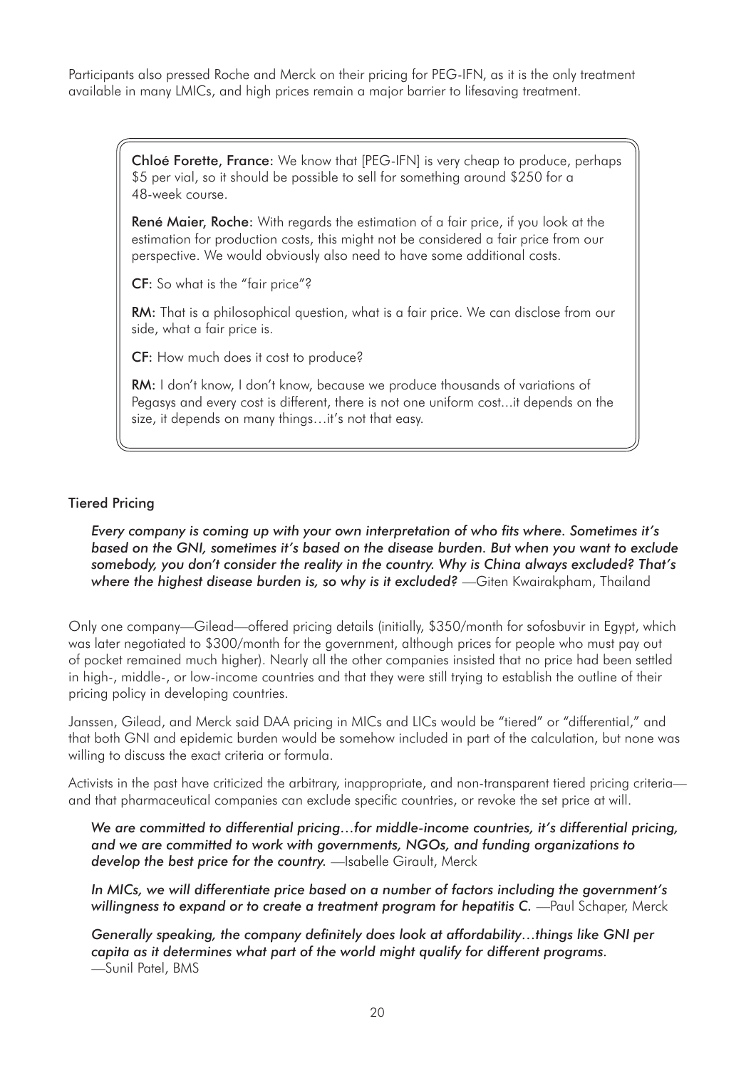Participants also pressed Roche and Merck on their pricing for PEG-IFN, as it is the only treatment available in many LMICs, and high prices remain a major barrier to lifesaving treatment.

> **Chloé Forette, France:** We know that [PEG-IFN] is very cheap to produce, perhaps $5 per vial, so it should be possible to sell for something around $250 for a 48-week course.
>
> **René Maier, Roche:** With regards the estimation of a fair price, if you look at the estimation for production costs, this might not be considered a fair price from our perspective. We would obviously also need to have some additional costs.
>
> **CF:** So what is the "fair price"?
>
> **RM:** That is a philosophical question, what is a fair price. We can disclose from our side, what a fair price is.
>
> **CF:** How much does it cost to produce?
>
> **RM:** I don't know, I don't know, because we produce thousands of variations of Pegasys and every cost is different, there is not one uniform cost...it depends on the size, it depends on many things…it's not that easy.

### Tiered Pricing

> *Every company is coming up with your own interpretation of who fits where. Sometimes it's based on the GNI, sometimes it's based on the disease burden. But when you want to exclude somebody, you don't consider the reality in the country. Why is China always excluded? That's where the highest disease burden is, so why is it excluded?* —Giten Kwairakpham, Thailand

Only one company—Gilead—offered pricing details (initially, $350/month for sofosbuvir in Egypt, which was later negotiated to $300/month for the government, although prices for people who must pay out of pocket remained much higher). Nearly all the other companies insisted that no price had been settled in high-, middle-, or low-income countries and that they were still trying to establish the outline of their pricing policy in developing countries.

Janssen, Gilead, and Merck said DAA pricing in MICs and LICs would be "tiered" or "differential," and that both GNI and epidemic burden would be somehow included in part of the calculation, but none was willing to discuss the exact criteria or formula.

Activists in the past have criticized the arbitrary, inappropriate, and non-transparent tiered pricing criteria—and that pharmaceutical companies can exclude specific countries, or revoke the set price at will.

> *We are committed to differential pricing…for middle-income countries, it's differential pricing, and we are committed to work with governments, NGOs, and funding organizations to develop the best price for the country.* —Isabelle Girault, Merck

> *In MICs, we will differentiate price based on a number of factors including the government's willingness to expand or to create a treatment program for hepatitis C.* —Paul Schaper, Merck

> *Generally speaking, the company definitely does look at affordability…things like GNI per capita as it determines what part of the world might qualify for different programs.* —Sunil Patel, BMS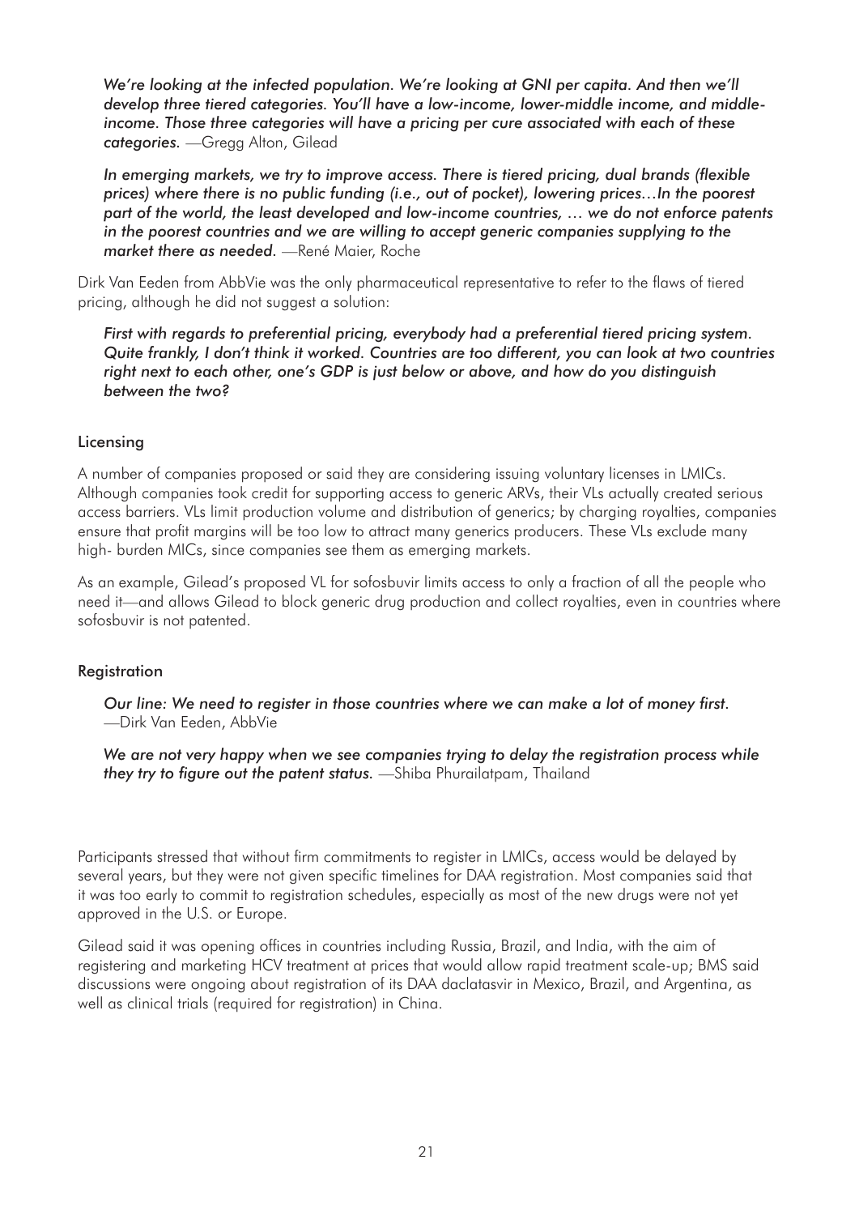*We're looking at the infected population. We're looking at GNI per capita. And then we'll develop three tiered categories. You'll have a low-income, lower-middle income, and middle-income. Those three categories will have a pricing per cure associated with each of these categories.* —Gregg Alton, Gilead

*In emerging markets, we try to improve access. There is tiered pricing, dual brands (flexible prices) where there is no public funding (i.e., out of pocket), lowering prices…In the poorest part of the world, the least developed and low-income countries, … we do not enforce patents in the poorest countries and we are willing to accept generic companies supplying to the market there as needed.* —René Maier, Roche

Dirk Van Eeden from AbbVie was the only pharmaceutical representative to refer to the flaws of tiered pricing, although he did not suggest a solution:

*First with regards to preferential pricing, everybody had a preferential tiered pricing system. Quite frankly, I don't think it worked. Countries are too different, you can look at two countries right next to each other, one's GDP is just below or above, and how do you distinguish between the two?*

### Licensing

A number of companies proposed or said they are considering issuing voluntary licenses in LMICs. Although companies took credit for supporting access to generic ARVs, their VLs actually created serious access barriers. VLs limit production volume and distribution of generics; by charging royalties, companies ensure that profit margins will be too low to attract many generics producers. These VLs exclude many high- burden MICs, since companies see them as emerging markets.

As an example, Gilead's proposed VL for sofosbuvir limits access to only a fraction of all the people who need it—and allows Gilead to block generic drug production and collect royalties, even in countries where sofosbuvir is not patented.

### Registration

*Our line: We need to register in those countries where we can make a lot of money first.* —Dirk Van Eeden, AbbVie

*We are not very happy when we see companies trying to delay the registration process while they try to figure out the patent status.* —Shiba Phurailatpam, Thailand

Participants stressed that without firm commitments to register in LMICs, access would be delayed by several years, but they were not given specific timelines for DAA registration. Most companies said that it was too early to commit to registration schedules, especially as most of the new drugs were not yet approved in the U.S. or Europe.

Gilead said it was opening offices in countries including Russia, Brazil, and India, with the aim of registering and marketing HCV treatment at prices that would allow rapid treatment scale-up; BMS said discussions were ongoing about registration of its DAA daclatasvir in Mexico, Brazil, and Argentina, as well as clinical trials (required for registration) in China.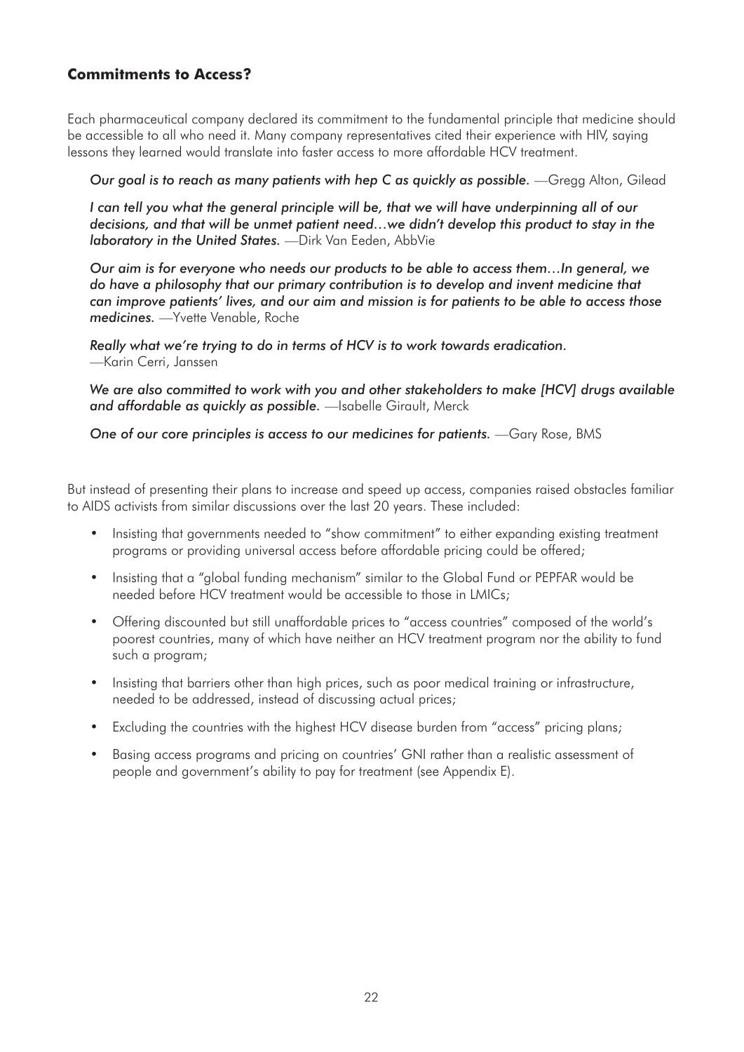## Commitments to Access?

Each pharmaceutical company declared its commitment to the fundamental principle that medicine should be accessible to all who need it. Many company representatives cited their experience with HIV, saying lessons they learned would translate into faster access to more affordable HCV treatment.

> *Our goal is to reach as many patients with hep C as quickly as possible.* —Gregg Alton, Gilead

> *I can tell you what the general principle will be, that we will have underpinning all of our decisions, and that will be unmet patient need…we didn't develop this product to stay in the laboratory in the United States.* —Dirk Van Eeden, AbbVie

> *Our aim is for everyone who needs our products to be able to access them…In general, we do have a philosophy that our primary contribution is to develop and invent medicine that can improve patients' lives, and our aim and mission is for patients to be able to access those medicines.* —Yvette Venable, Roche

> *Really what we're trying to do in terms of HCV is to work towards eradication.* —Karin Cerri, Janssen

> *We are also committed to work with you and other stakeholders to make [HCV] drugs available and affordable as quickly as possible.* —Isabelle Girault, Merck

> *One of our core principles is access to our medicines for patients.* —Gary Rose, BMS

But instead of presenting their plans to increase and speed up access, companies raised obstacles familiar to AIDS activists from similar discussions over the last 20 years. These included:

- Insisting that governments needed to "show commitment" to either expanding existing treatment programs or providing universal access before affordable pricing could be offered;
- Insisting that a "global funding mechanism" similar to the Global Fund or PEPFAR would be needed before HCV treatment would be accessible to those in LMICs;
- Offering discounted but still unaffordable prices to "access countries" composed of the world's poorest countries, many of which have neither an HCV treatment program nor the ability to fund such a program;
- Insisting that barriers other than high prices, such as poor medical training or infrastructure, needed to be addressed, instead of discussing actual prices;
- Excluding the countries with the highest HCV disease burden from "access" pricing plans;
- Basing access programs and pricing on countries' GNI rather than a realistic assessment of people and government's ability to pay for treatment (see Appendix E).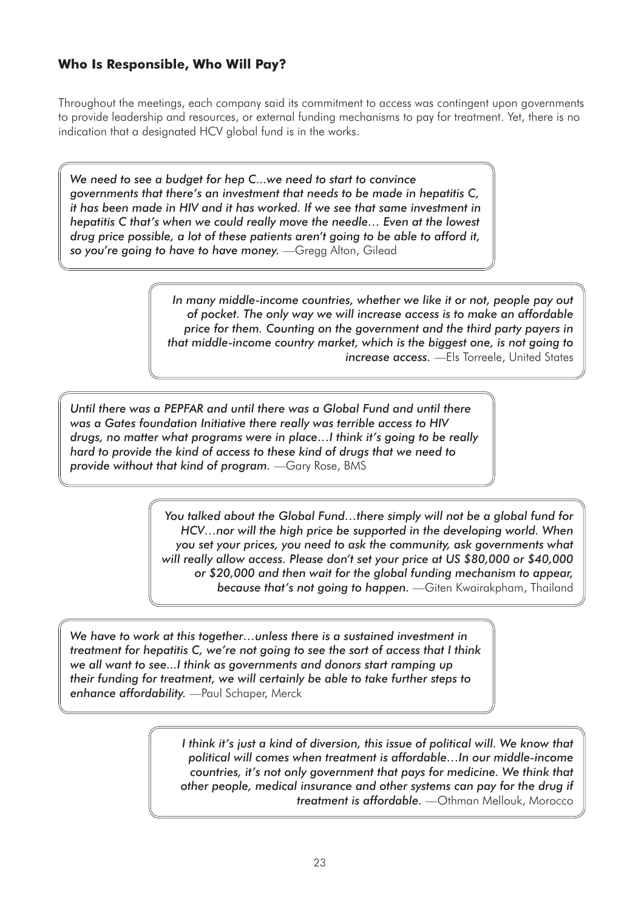### Who Is Responsible, Who Will Pay?

Throughout the meetings, each company said its commitment to access was contingent upon governments to provide leadership and resources, or external funding mechanisms to pay for treatment. Yet, there is no indication that a designated HCV global fund is in the works.

> *We need to see a budget for hep C...we need to start to convince governments that there's an investment that needs to be made in hepatitis C, it has been made in HIV and it has worked. If we see that same investment in hepatitis C that's when we could really move the needle… Even at the lowest drug price possible, a lot of these patients aren't going to be able to afford it, so you're going to have to have money.* —Gregg Alton, Gilead

> *In many middle-income countries, whether we like it or not, people pay out of pocket. The only way we will increase access is to make an affordable price for them. Counting on the government and the third party payers in that middle-income country market, which is the biggest one, is not going to increase access.* —Els Torreele, United States

> *Until there was a PEPFAR and until there was a Global Fund and until there was a Gates foundation Initiative there really was terrible access to HIV drugs, no matter what programs were in place…I think it's going to be really hard to provide the kind of access to these kind of drugs that we need to provide without that kind of program.* —Gary Rose, BMS

> *You talked about the Global Fund…there simply will not be a global fund for HCV…nor will the high price be supported in the developing world. When you set your prices, you need to ask the community, ask governments what will really allow access. Please don't set your price at US $80,000 or $40,000 or $20,000 and then wait for the global funding mechanism to appear, because that's not going to happen.* —Giten Kwairakpham, Thailand

> *We have to work at this together…unless there is a sustained investment in treatment for hepatitis C, we're not going to see the sort of access that I think we all want to see...I think as governments and donors start ramping up their funding for treatment, we will certainly be able to take further steps to enhance affordability.* —Paul Schaper, Merck

> *I think it's just a kind of diversion, this issue of political will. We know that political will comes when treatment is affordable…In our middle-income countries, it's not only government that pays for medicine. We think that other people, medical insurance and other systems can pay for the drug if treatment is affordable.* —Othman Mellouk, Morocco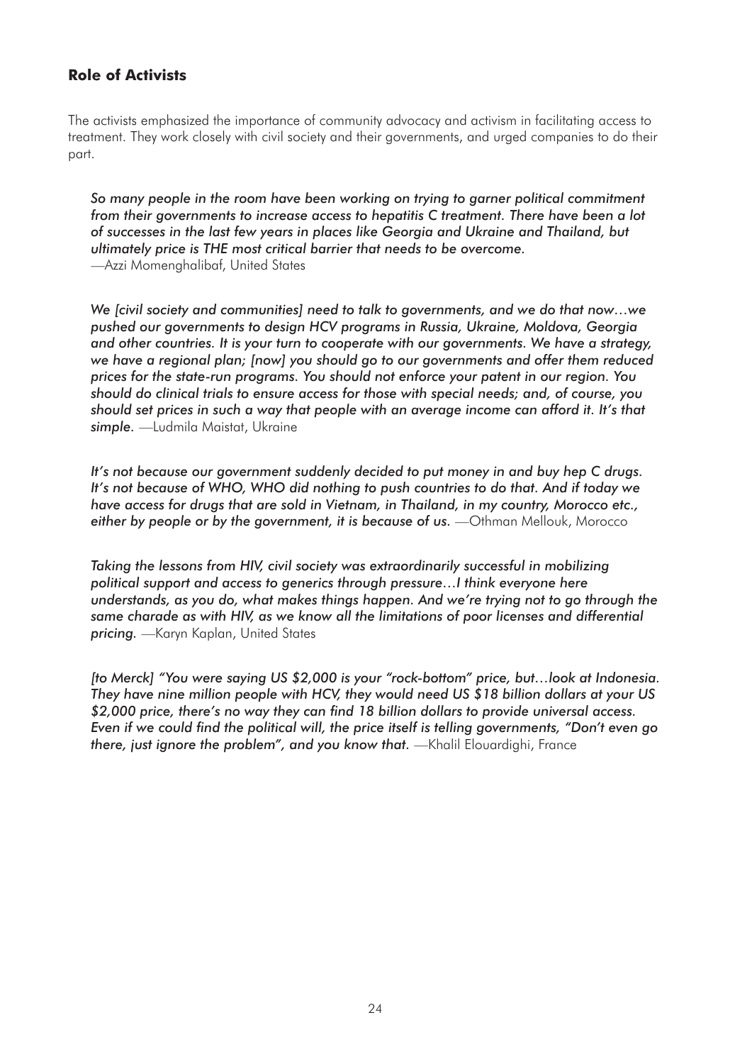## Role of Activists

The activists emphasized the importance of community advocacy and activism in facilitating access to treatment. They work closely with civil society and their governments, and urged companies to do their part.

> *So many people in the room have been working on trying to garner political commitment from their governments to increase access to hepatitis C treatment. There have been a lot of successes in the last few years in places like Georgia and Ukraine and Thailand, but ultimately price is THE most critical barrier that needs to be overcome.*
> —Azzi Momenghalibaf, United States

> *We [civil society and communities] need to talk to governments, and we do that now…we pushed our governments to design HCV programs in Russia, Ukraine, Moldova, Georgia and other countries. It is your turn to cooperate with our governments. We have a strategy, we have a regional plan; [now] you should go to our governments and offer them reduced prices for the state-run programs. You should not enforce your patent in our region. You should do clinical trials to ensure access for those with special needs; and, of course, you should set prices in such a way that people with an average income can afford it. It's that simple.* —Ludmila Maistat, Ukraine

> *It's not because our government suddenly decided to put money in and buy hep C drugs. It's not because of WHO, WHO did nothing to push countries to do that. And if today we have access for drugs that are sold in Vietnam, in Thailand, in my country, Morocco etc., either by people or by the government, it is because of us.* —Othman Mellouk, Morocco

> *Taking the lessons from HIV, civil society was extraordinarily successful in mobilizing political support and access to generics through pressure…I think everyone here understands, as you do, what makes things happen. And we're trying not to go through the same charade as with HIV, as we know all the limitations of poor licenses and differential pricing.* —Karyn Kaplan, United States

> *[to Merck] "You were saying US $2,000 is your "rock-bottom" price, but…look at Indonesia. They have nine million people with HCV, they would need US $18 billion dollars at your US $2,000 price, there's no way they can find 18 billion dollars to provide universal access. Even if we could find the political will, the price itself is telling governments, "Don't even go there, just ignore the problem", and you know that.* —Khalil Elouardighi, France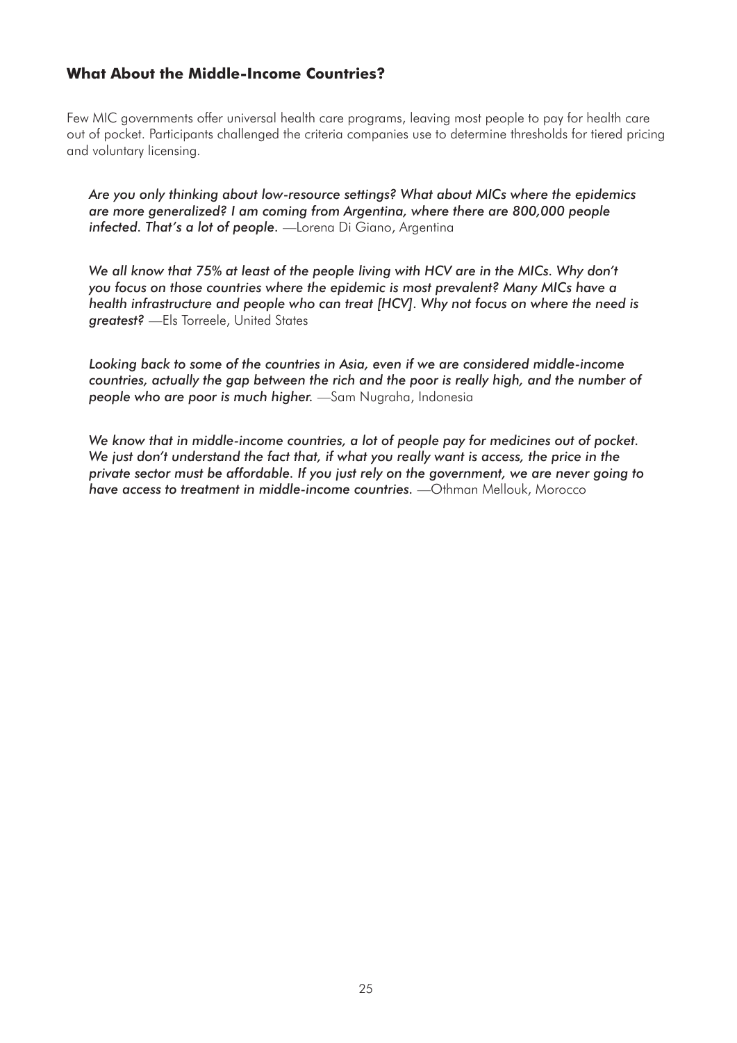### What About the Middle-Income Countries?

Few MIC governments offer universal health care programs, leaving most people to pay for health care out of pocket. Participants challenged the criteria companies use to determine thresholds for tiered pricing and voluntary licensing.

> *Are you only thinking about low-resource settings? What about MICs where the epidemics are more generalized? I am coming from Argentina, where there are 800,000 people infected. That's a lot of people.* —Lorena Di Giano, Argentina

> *We all know that 75% at least of the people living with HCV are in the MICs. Why don't you focus on those countries where the epidemic is most prevalent? Many MICs have a health infrastructure and people who can treat [HCV]. Why not focus on where the need is greatest?* —Els Torreele, United States

> *Looking back to some of the countries in Asia, even if we are considered middle-income countries, actually the gap between the rich and the poor is really high, and the number of people who are poor is much higher.* —Sam Nugraha, Indonesia

> *We know that in middle-income countries, a lot of people pay for medicines out of pocket. We just don't understand the fact that, if what you really want is access, the price in the private sector must be affordable. If you just rely on the government, we are never going to have access to treatment in middle-income countries.* —Othman Mellouk, Morocco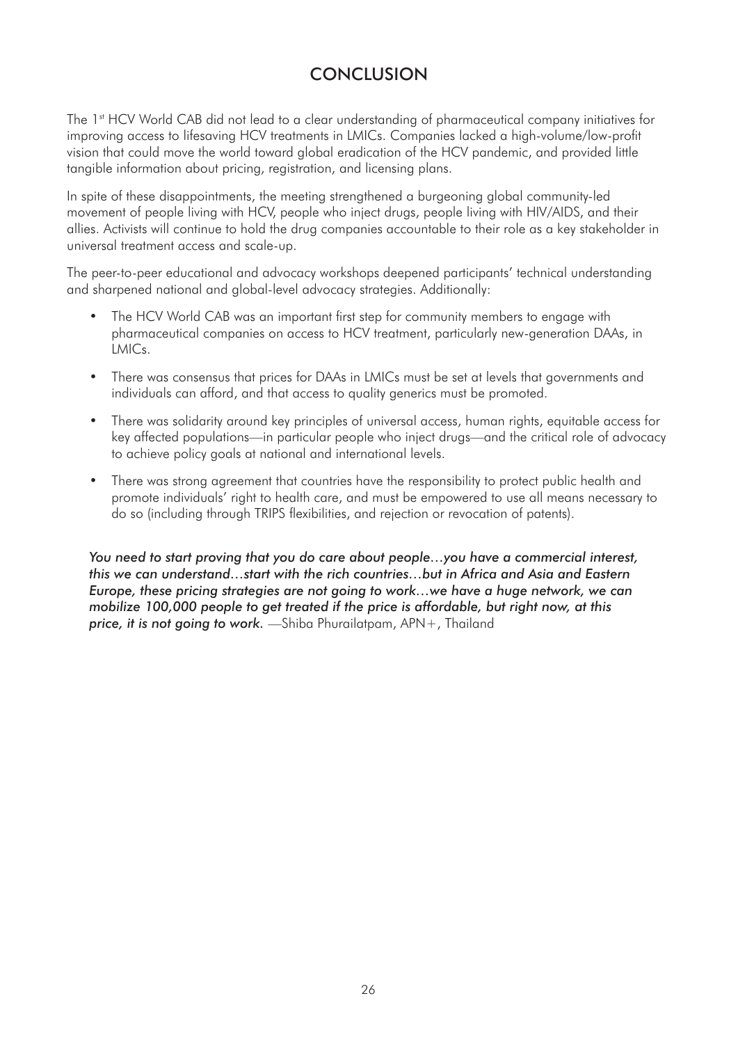# CONCLUSION

The 1st HCV World CAB did not lead to a clear understanding of pharmaceutical company initiatives for improving access to lifesaving HCV treatments in LMICs. Companies lacked a high-volume/low-profit vision that could move the world toward global eradication of the HCV pandemic, and provided little tangible information about pricing, registration, and licensing plans.

In spite of these disappointments, the meeting strengthened a burgeoning global community-led movement of people living with HCV, people who inject drugs, people living with HIV/AIDS, and their allies. Activists will continue to hold the drug companies accountable to their role as a key stakeholder in universal treatment access and scale-up.

The peer-to-peer educational and advocacy workshops deepened participants' technical understanding and sharpened national and global-level advocacy strategies. Additionally:

- The HCV World CAB was an important first step for community members to engage with pharmaceutical companies on access to HCV treatment, particularly new-generation DAAs, in LMICs.
- There was consensus that prices for DAAs in LMICs must be set at levels that governments and individuals can afford, and that access to quality generics must be promoted.
- There was solidarity around key principles of universal access, human rights, equitable access for key affected populations—in particular people who inject drugs—and the critical role of advocacy to achieve policy goals at national and international levels.
- There was strong agreement that countries have the responsibility to protect public health and promote individuals' right to health care, and must be empowered to use all means necessary to do so (including through TRIPS flexibilities, and rejection or revocation of patents).

*You need to start proving that you do care about people…you have a commercial interest, this we can understand…start with the rich countries…but in Africa and Asia and Eastern Europe, these pricing strategies are not going to work…we have a huge network, we can mobilize 100,000 people to get treated if the price is affordable, but right now, at this price, it is not going to work.* —Shiba Phurailatpam, APN+, Thailand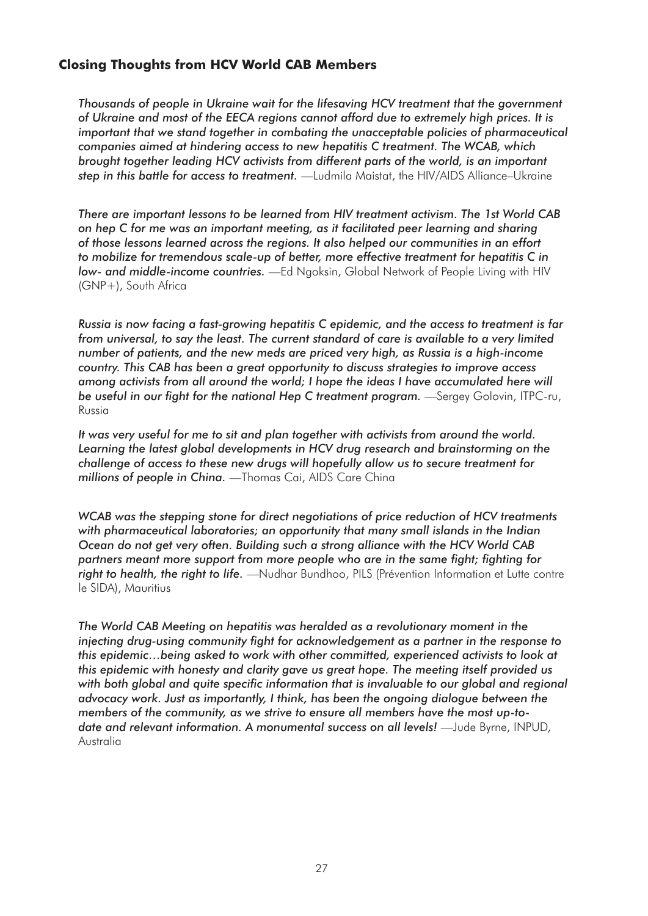## Closing Thoughts from HCV World CAB Members

*Thousands of people in Ukraine wait for the lifesaving HCV treatment that the government of Ukraine and most of the EECA regions cannot afford due to extremely high prices. It is important that we stand together in combating the unacceptable policies of pharmaceutical companies aimed at hindering access to new hepatitis C treatment. The WCAB, which brought together leading HCV activists from different parts of the world, is an important step in this battle for access to treatment.* —Ludmila Maistat, the HIV/AIDS Alliance–Ukraine

*There are important lessons to be learned from HIV treatment activism. The 1st World CAB on hep C for me was an important meeting, as it facilitated peer learning and sharing of those lessons learned across the regions. It also helped our communities in an effort to mobilize for tremendous scale-up of better, more effective treatment for hepatitis C in low- and middle-income countries.* —Ed Ngoksin, Global Network of People Living with HIV (GNP+), South Africa

*Russia is now facing a fast-growing hepatitis C epidemic, and the access to treatment is far from universal, to say the least. The current standard of care is available to a very limited number of patients, and the new meds are priced very high, as Russia is a high-income country. This CAB has been a great opportunity to discuss strategies to improve access among activists from all around the world; I hope the ideas I have accumulated here will be useful in our fight for the national Hep C treatment program.* —Sergey Golovin, ITPC-ru, Russia

*It was very useful for me to sit and plan together with activists from around the world. Learning the latest global developments in HCV drug research and brainstorming on the challenge of access to these new drugs will hopefully allow us to secure treatment for millions of people in China.* —Thomas Cai, AIDS Care China

*WCAB was the stepping stone for direct negotiations of price reduction of HCV treatments with pharmaceutical laboratories; an opportunity that many small islands in the Indian Ocean do not get very often. Building such a strong alliance with the HCV World CAB partners meant more support from more people who are in the same fight; fighting for right to health, the right to life.* —Nudhar Bundhoo, PILS (Prévention Information et Lutte contre le SIDA), Mauritius

*The World CAB Meeting on hepatitis was heralded as a revolutionary moment in the injecting drug-using community fight for acknowledgement as a partner in the response to this epidemic…being asked to work with other committed, experienced activists to look at this epidemic with honesty and clarity gave us great hope. The meeting itself provided us with both global and quite specific information that is invaluable to our global and regional advocacy work. Just as importantly, I think, has been the ongoing dialogue between the members of the community, as we strive to ensure all members have the most up-to-date and relevant information. A monumental success on all levels!* —Jude Byrne, INPUD, Australia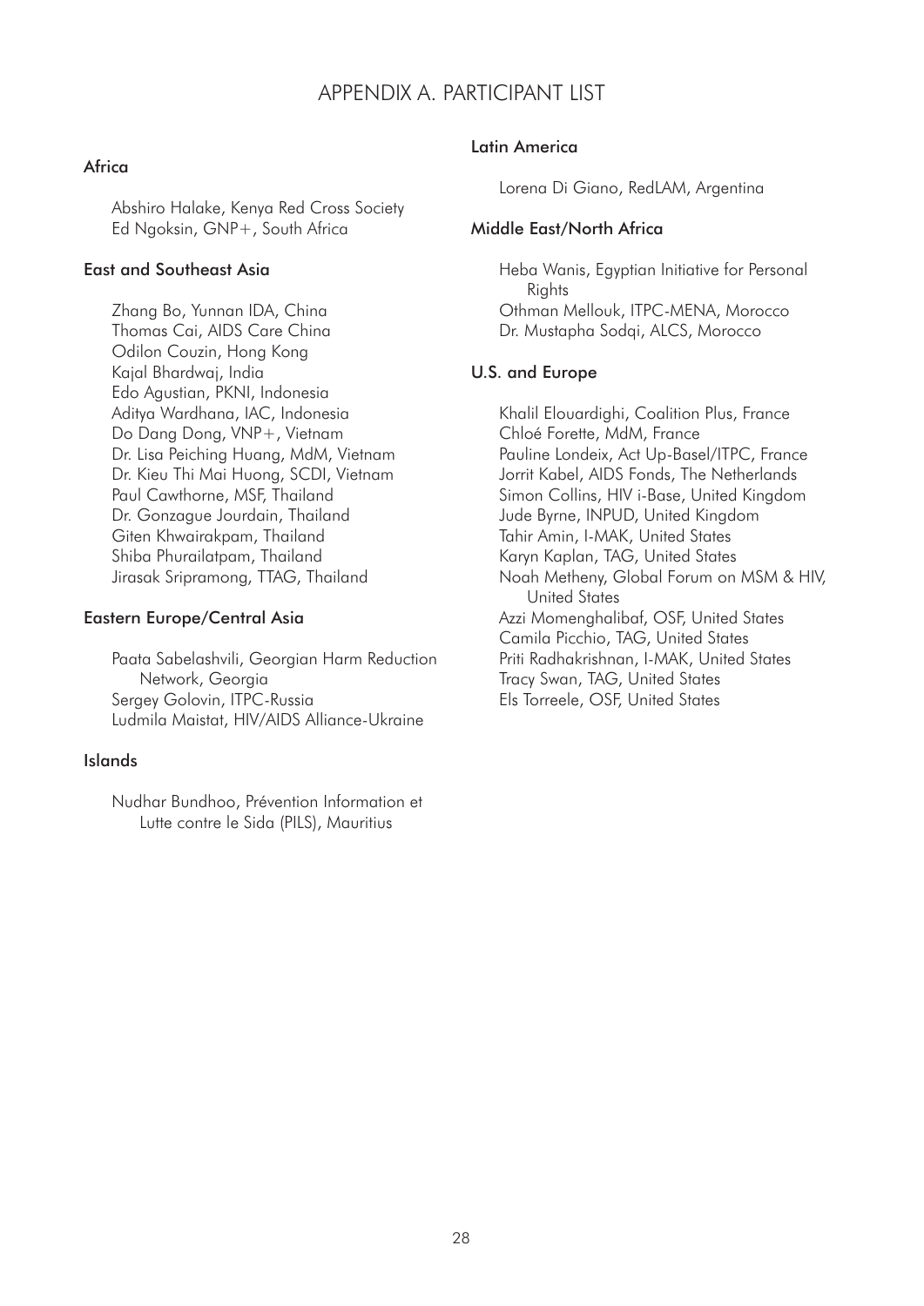# APPENDIX A. PARTICIPANT LIST

### Africa

Abshiro Halake, Kenya Red Cross Society
Ed Ngoksin, GNP+, South Africa

### East and Southeast Asia

Zhang Bo, Yunnan IDA, China
Thomas Cai, AIDS Care China
Odilon Couzin, Hong Kong
Kajal Bhardwaj, India
Edo Agustian, PKNI, Indonesia
Aditya Wardhana, IAC, Indonesia
Do Dang Dong, VNP+, Vietnam
Dr. Lisa Peiching Huang, MdM, Vietnam
Dr. Kieu Thi Mai Huong, SCDI, Vietnam
Paul Cawthorne, MSF, Thailand
Dr. Gonzague Jourdain, Thailand
Giten Khwairakpam, Thailand
Shiba Phurailatpam, Thailand
Jirasak Sripramong, TTAG, Thailand

### Eastern Europe/Central Asia

Paata Sabelashvili, Georgian Harm Reduction Network, Georgia
Sergey Golovin, ITPC-Russia
Ludmila Maistat, HIV/AIDS Alliance-Ukraine

### Islands

Nudhar Bundhoo, Prévention Information et Lutte contre le Sida (PILS), Mauritius

### Latin America

Lorena Di Giano, RedLAM, Argentina

### Middle East/North Africa

Heba Wanis, Egyptian Initiative for Personal Rights
Othman Mellouk, ITPC-MENA, Morocco
Dr. Mustapha Sodqi, ALCS, Morocco

### U.S. and Europe

Khalil Elouardighi, Coalition Plus, France
Chloé Forette, MdM, France
Pauline Londeix, Act Up-Basel/ITPC, France
Jorrit Kabel, AIDS Fonds, The Netherlands
Simon Collins, HIV i-Base, United Kingdom
Jude Byrne, INPUD, United Kingdom
Tahir Amin, I-MAK, United States
Karyn Kaplan, TAG, United States
Noah Metheny, Global Forum on MSM & HIV, United States
Azzi Momenghalibaf, OSF, United States
Camila Picchio, TAG, United States
Priti Radhakrishnan, I-MAK, United States
Tracy Swan, TAG, United States
Els Torreele, OSF, United States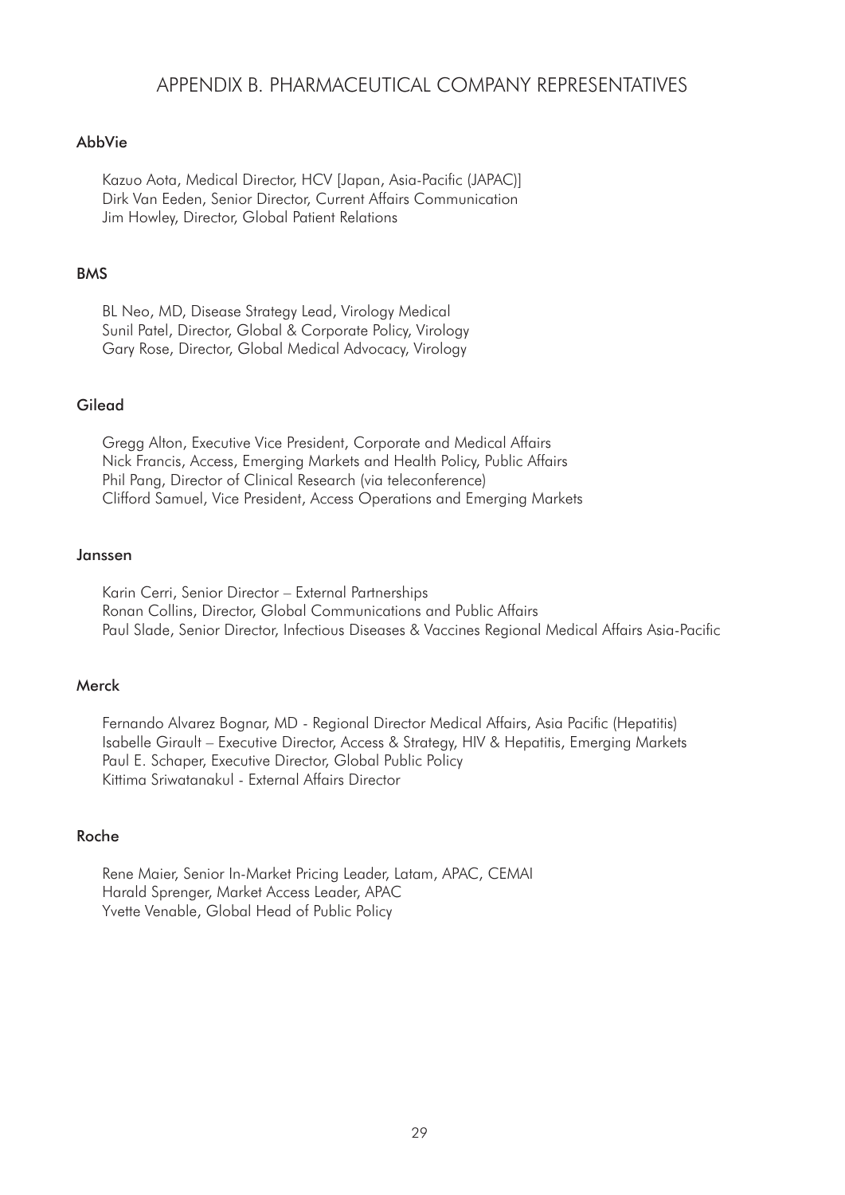# APPENDIX B. PHARMACEUTICAL COMPANY REPRESENTATIVES

### AbbVie

Kazuo Aota, Medical Director, HCV [Japan, Asia-Pacific (JAPAC)]
Dirk Van Eeden, Senior Director, Current Affairs Communication
Jim Howley, Director, Global Patient Relations

### BMS

BL Neo, MD, Disease Strategy Lead, Virology Medical
Sunil Patel, Director, Global & Corporate Policy, Virology
Gary Rose, Director, Global Medical Advocacy, Virology

### Gilead

Gregg Alton, Executive Vice President, Corporate and Medical Affairs
Nick Francis, Access, Emerging Markets and Health Policy, Public Affairs
Phil Pang, Director of Clinical Research (via teleconference)
Clifford Samuel, Vice President, Access Operations and Emerging Markets

### Janssen

Karin Cerri, Senior Director – External Partnerships
Ronan Collins, Director, Global Communications and Public Affairs
Paul Slade, Senior Director, Infectious Diseases & Vaccines Regional Medical Affairs Asia-Pacific

### Merck

Fernando Alvarez Bognar, MD - Regional Director Medical Affairs, Asia Pacific (Hepatitis)
Isabelle Girault – Executive Director, Access & Strategy, HIV & Hepatitis, Emerging Markets
Paul E. Schaper, Executive Director, Global Public Policy
Kittima Sriwatanakul - External Affairs Director

### Roche

Rene Maier, Senior In-Market Pricing Leader, Latam, APAC, CEMAI
Harald Sprenger, Market Access Leader, APAC
Yvette Venable, Global Head of Public Policy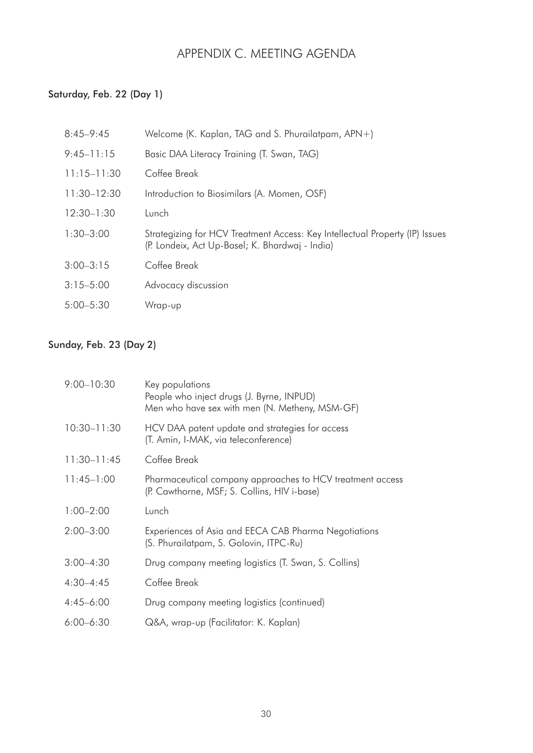# APPENDIX C. MEETING AGENDA

## Saturday, Feb. 22 (Day 1)

| | |
|---|---|
| 8:45–9:45 | Welcome (K. Kaplan, TAG and S. Phurailatpam, APN+) |
| 9:45–11:15 | Basic DAA Literacy Training (T. Swan, TAG) |
| 11:15–11:30 | Coffee Break |
| 11:30–12:30 | Introduction to Biosimilars (A. Momen, OSF) |
| 12:30–1:30 | Lunch |
| 1:30–3:00 | Strategizing for HCV Treatment Access: Key Intellectual Property (IP) Issues (P. Londeix, Act Up-Basel; K. Bhardwaj - India) |
| 3:00–3:15 | Coffee Break |
| 3:15–5:00 | Advocacy discussion |
| 5:00–5:30 | Wrap-up |

## Sunday, Feb. 23 (Day 2)

| | |
|---|---|
| 9:00–10:30 | Key populations<br>People who inject drugs (J. Byrne, INPUD)<br>Men who have sex with men (N. Metheny, MSM-GF) |
| 10:30–11:30 | HCV DAA patent update and strategies for access (T. Amin, I-MAK, via teleconference) |
| 11:30–11:45 | Coffee Break |
| 11:45–1:00 | Pharmaceutical company approaches to HCV treatment access (P. Cawthorne, MSF; S. Collins, HIV i-base) |
| 1:00–2:00 | Lunch |
| 2:00–3:00 | Experiences of Asia and EECA CAB Pharma Negotiations (S. Phurailatpam, S. Golovin, ITPC-Ru) |
| 3:00–4:30 | Drug company meeting logistics (T. Swan, S. Collins) |
| 4:30–4:45 | Coffee Break |
| 4:45–6:00 | Drug company meeting logistics (continued) |
| 6:00–6:30 | Q&A, wrap-up (Facilitator: K. Kaplan) |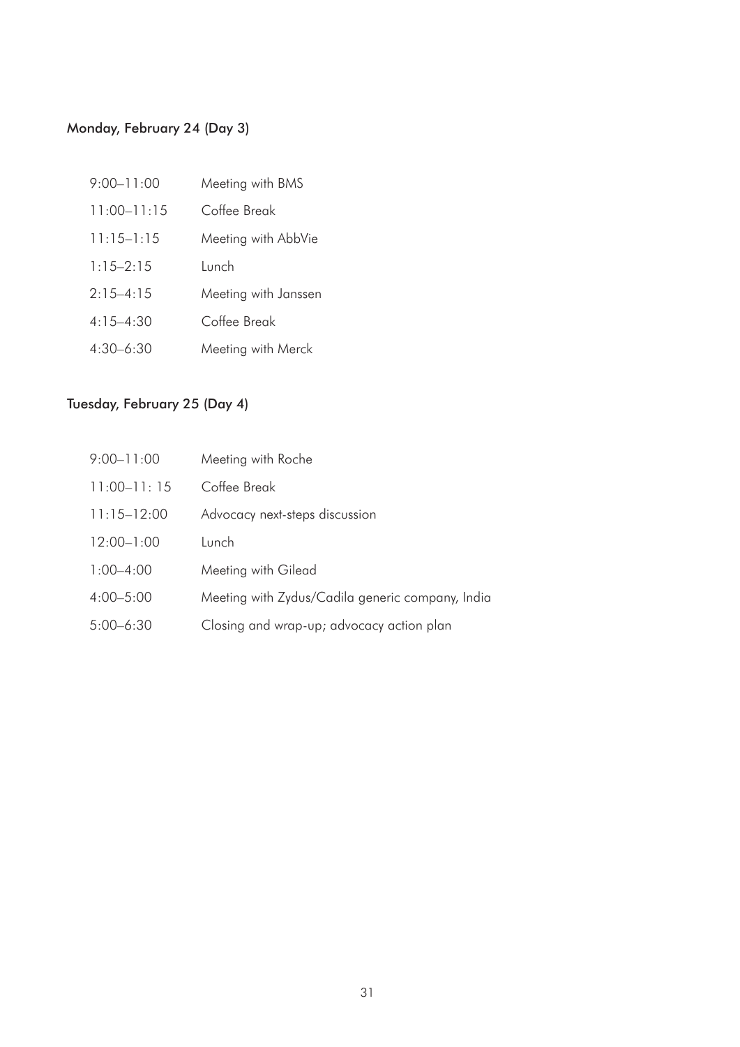### Monday, February 24 (Day 3)

| | |
|---|---|
| 9:00–11:00 | Meeting with BMS |
| 11:00–11:15 | Coffee Break |
| 11:15–1:15 | Meeting with AbbVie |
| 1:15–2:15 | Lunch |
| 2:15–4:15 | Meeting with Janssen |
| 4:15–4:30 | Coffee Break |
| 4:30–6:30 | Meeting with Merck |

### Tuesday, February 25 (Day 4)

| | |
|---|---|
| 9:00–11:00 | Meeting with Roche |
| 11:00–11: 15 | Coffee Break |
| 11:15–12:00 | Advocacy next-steps discussion |
| 12:00–1:00 | Lunch |
| 1:00–4:00 | Meeting with Gilead |
| 4:00–5:00 | Meeting with Zydus/Cadila generic company, India |
| 5:00–6:30 | Closing and wrap-up; advocacy action plan |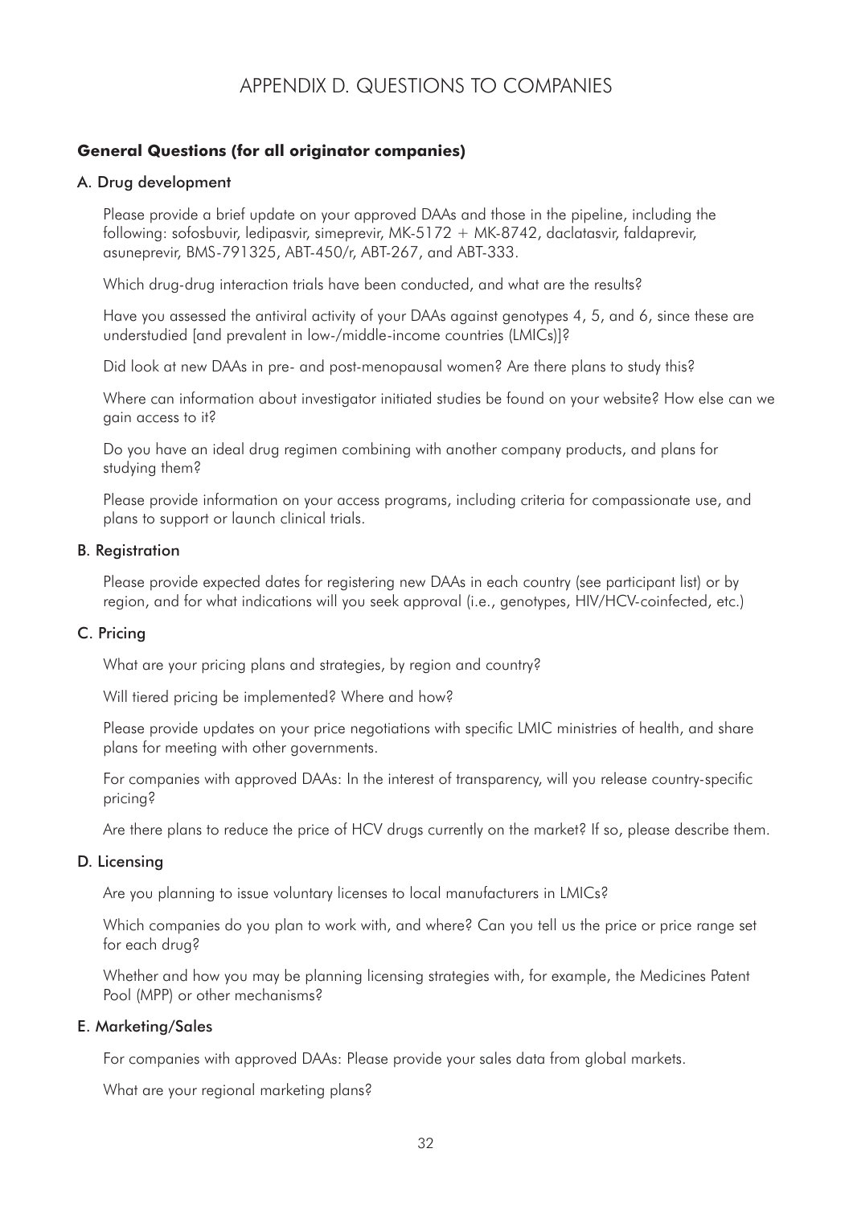# APPENDIX D. QUESTIONS TO COMPANIES

**General Questions (for all originator companies)**

A. Drug development

Please provide a brief update on your approved DAAs and those in the pipeline, including the following: sofosbuvir, ledipasvir, simeprevir, MK-5172 + MK-8742, daclatasvir, faldaprevir, asunaprevir, BMS-791325, ABT-450/r, ABT-267, and ABT-333.

Which drug-drug interaction trials have been conducted, and what are the results?

Have you assessed the antiviral activity of your DAAs against genotypes 4, 5, and 6, since these are understudied [and prevalent in low-/middle-income countries (LMICs)]?

Did look at new DAAs in pre- and post-menopausal women? Are there plans to study this?

Where can information about investigator initiated studies be found on your website? How else can we gain access to it?

Do you have an ideal drug regimen combining with another company products, and plans for studying them?

Please provide information on your access programs, including criteria for compassionate use, and plans to support or launch clinical trials.

B. Registration

Please provide expected dates for registering new DAAs in each country (see participant list) or by region, and for what indications will you seek approval (i.e., genotypes, HIV/HCV-coinfected, etc.)

C. Pricing

What are your pricing plans and strategies, by region and country?

Will tiered pricing be implemented? Where and how?

Please provide updates on your price negotiations with specific LMIC ministries of health, and share plans for meeting with other governments.

For companies with approved DAAs: In the interest of transparency, will you release country-specific pricing?

Are there plans to reduce the price of HCV drugs currently on the market? If so, please describe them.

D. Licensing

Are you planning to issue voluntary licenses to local manufacturers in LMICs?

Which companies do you plan to work with, and where? Can you tell us the price or price range set for each drug?

Whether and how you may be planning licensing strategies with, for example, the Medicines Patent Pool (MPP) or other mechanisms?

E. Marketing/Sales

For companies with approved DAAs: Please provide your sales data from global markets.

What are your regional marketing plans?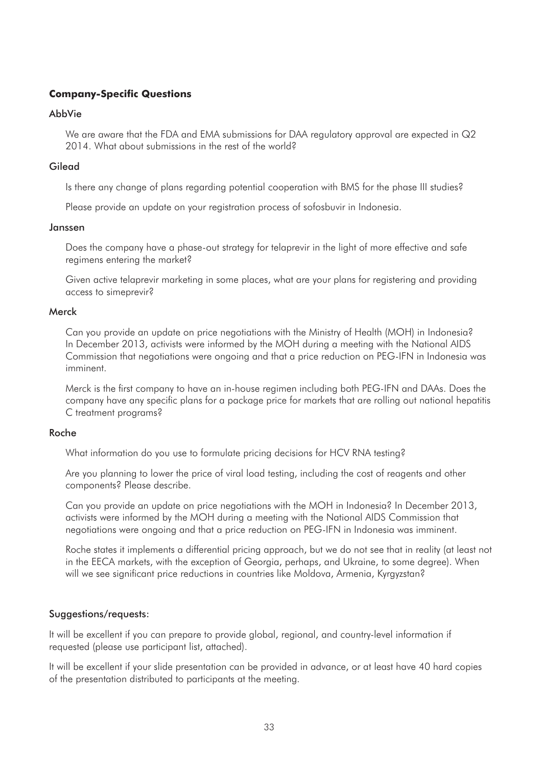## Company-Specific Questions

### AbbVie

We are aware that the FDA and EMA submissions for DAA regulatory approval are expected in Q2 2014. What about submissions in the rest of the world?

### Gilead

Is there any change of plans regarding potential cooperation with BMS for the phase III studies?

Please provide an update on your registration process of sofosbuvir in Indonesia.

### Janssen

Does the company have a phase-out strategy for telaprevir in the light of more effective and safe regimens entering the market?

Given active telaprevir marketing in some places, what are your plans for registering and providing access to simeprevir?

### Merck

Can you provide an update on price negotiations with the Ministry of Health (MOH) in Indonesia? In December 2013, activists were informed by the MOH during a meeting with the National AIDS Commission that negotiations were ongoing and that a price reduction on PEG-IFN in Indonesia was imminent.

Merck is the first company to have an in-house regimen including both PEG-IFN and DAAs. Does the company have any specific plans for a package price for markets that are rolling out national hepatitis C treatment programs?

### Roche

What information do you use to formulate pricing decisions for HCV RNA testing?

Are you planning to lower the price of viral load testing, including the cost of reagents and other components? Please describe.

Can you provide an update on price negotiations with the MOH in Indonesia? In December 2013, activists were informed by the MOH during a meeting with the National AIDS Commission that negotiations were ongoing and that a price reduction on PEG-IFN in Indonesia was imminent.

Roche states it implements a differential pricing approach, but we do not see that in reality (at least not in the EECA markets, with the exception of Georgia, perhaps, and Ukraine, to some degree). When will we see significant price reductions in countries like Moldova, Armenia, Kyrgyzstan?

### Suggestions/requests:

It will be excellent if you can prepare to provide global, regional, and country-level information if requested (please use participant list, attached).

It will be excellent if your slide presentation can be provided in advance, or at least have 40 hard copies of the presentation distributed to participants at the meeting.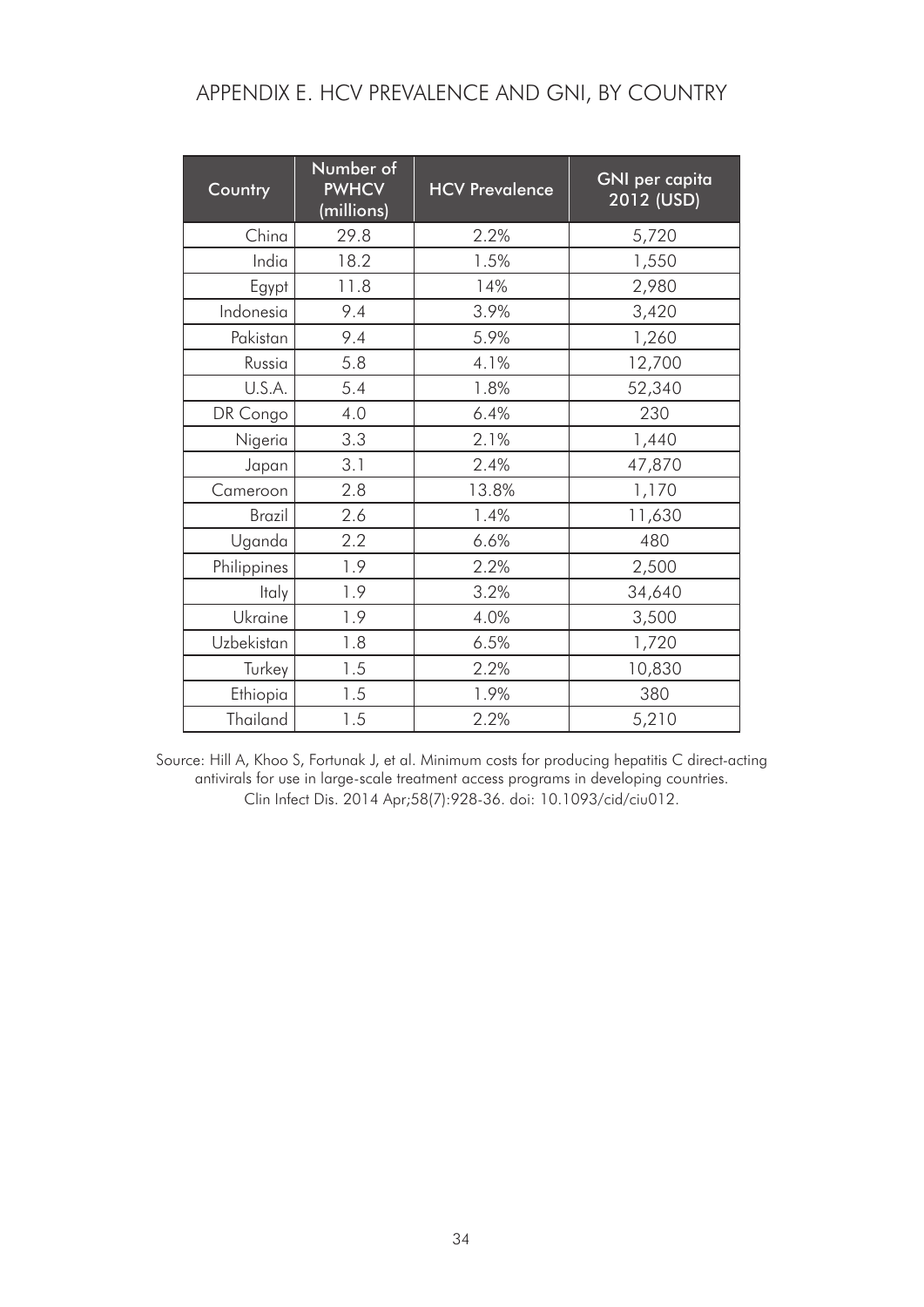# APPENDIX E. HCV PREVALENCE AND GNI, BY COUNTRY

| Country | Number of PWHCV (millions) | HCV Prevalence | GNI per capita 2012 (USD) |
|---|---|---|---|
| China | 29.8 | 2.2% | 5,720 |
| India | 18.2 | 1.5% | 1,550 |
| Egypt | 11.8 | 14% | 2,980 |
| Indonesia | 9.4 | 3.9% | 3,420 |
| Pakistan | 9.4 | 5.9% | 1,260 |
| Russia | 5.8 | 4.1% | 12,700 |
| U.S.A. | 5.4 | 1.8% | 52,340 |
| DR Congo | 4.0 | 6.4% | 230 |
| Nigeria | 3.3 | 2.1% | 1,440 |
| Japan | 3.1 | 2.4% | 47,870 |
| Cameroon | 2.8 | 13.8% | 1,170 |
| Brazil | 2.6 | 1.4% | 11,630 |
| Uganda | 2.2 | 6.6% | 480 |
| Philippines | 1.9 | 2.2% | 2,500 |
| Italy | 1.9 | 3.2% | 34,640 |
| Ukraine | 1.9 | 4.0% | 3,500 |
| Uzbekistan | 1.8 | 6.5% | 1,720 |
| Turkey | 1.5 | 2.2% | 10,830 |
| Ethiopia | 1.5 | 1.9% | 380 |
| Thailand | 1.5 | 2.2% | 5,210 |

Source: Hill A, Khoo S, Fortunak J, et al. Minimum costs for producing hepatitis C direct-acting antivirals for use in large-scale treatment access programs in developing countries. Clin Infect Dis. 2014 Apr;58(7):928-36. doi: 10.1093/cid/ciu012.